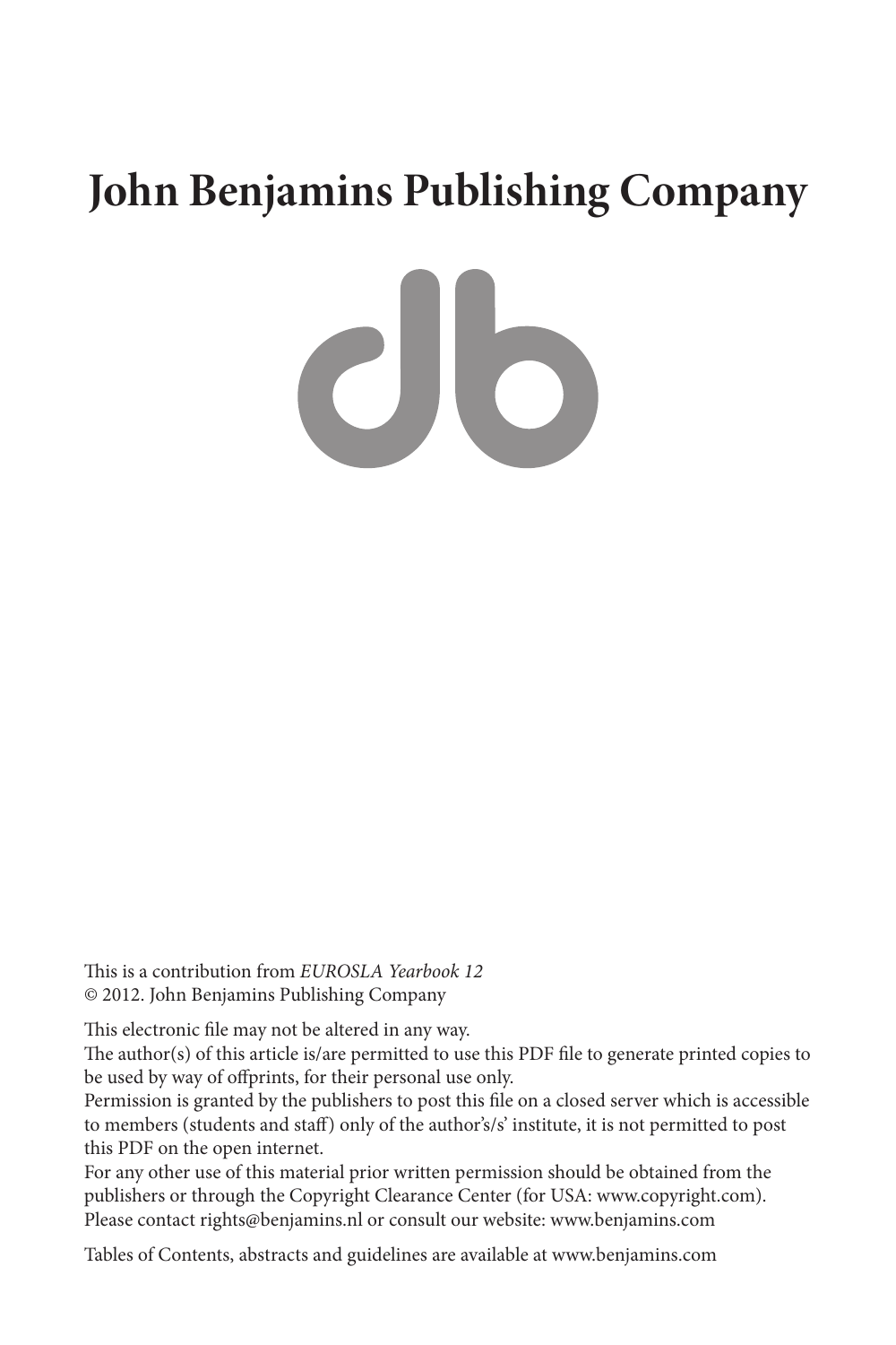# John Benjamins Publishing Company

This is a contribution from *EUROSLA Yearbook 12*
© 2012. John Benjamins Publishing Company

This electronic file may not be altered in any way.
The author(s) of this article is/are permitted to use this PDF file to generate printed copies to be used by way of offprints, for their personal use only.
Permission is granted by the publishers to post this file on a closed server which is accessible to members (students and staff) only of the author's/s' institute, it is not permitted to post this PDF on the open internet.
For any other use of this material prior written permission should be obtained from the publishers or through the Copyright Clearance Center (for USA: www.copyright.com).
Please contact rights@benjamins.nl or consult our website: www.benjamins.com

Tables of Contents, abstracts and guidelines are available at www.benjamins.com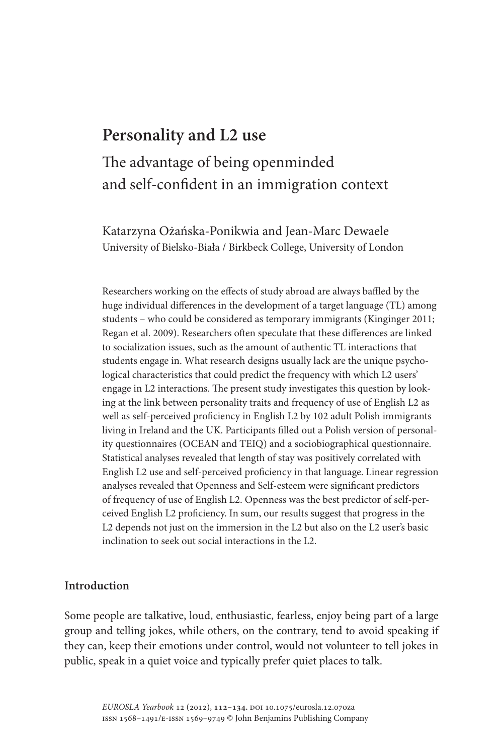# Personality and L2 use

## The advantage of being openminded and self-confident in an immigration context

Katarzyna Ożańska-Ponikwia and Jean-Marc Dewaele
University of Bielsko-Biała / Birkbeck College, University of London

Researchers working on the effects of study abroad are always baffled by the huge individual differences in the development of a target language (TL) among students – who could be considered as temporary immigrants (Kinginger 2011; Regan et al. 2009). Researchers often speculate that these differences are linked to socialization issues, such as the amount of authentic TL interactions that students engage in. What research designs usually lack are the unique psychological characteristics that could predict the frequency with which L2 users' engage in L2 interactions. The present study investigates this question by looking at the link between personality traits and frequency of use of English L2 as well as self-perceived proficiency in English L2 by 102 adult Polish immigrants living in Ireland and the UK. Participants filled out a Polish version of personality questionnaires (OCEAN and TEIQ) and a sociobiographical questionnaire. Statistical analyses revealed that length of stay was positively correlated with English L2 use and self-perceived proficiency in that language. Linear regression analyses revealed that Openness and Self-esteem were significant predictors of frequency of use of English L2. Openness was the best predictor of self-perceived English L2 proficiency. In sum, our results suggest that progress in the L2 depends not just on the immersion in the L2 but also on the L2 user's basic inclination to seek out social interactions in the L2.

### Introduction

Some people are talkative, loud, enthusiastic, fearless, enjoy being part of a large group and telling jokes, while others, on the contrary, tend to avoid speaking if they can, keep their emotions under control, would not volunteer to tell jokes in public, speak in a quiet voice and typically prefer quiet places to talk.

*EUROSLA Yearbook* 12 (2012), **112–134.** DOI 10.1075/eurosla.12.07oza
ISSN 1568–1491/E-ISSN 1569–9749 © John Benjamins Publishing Company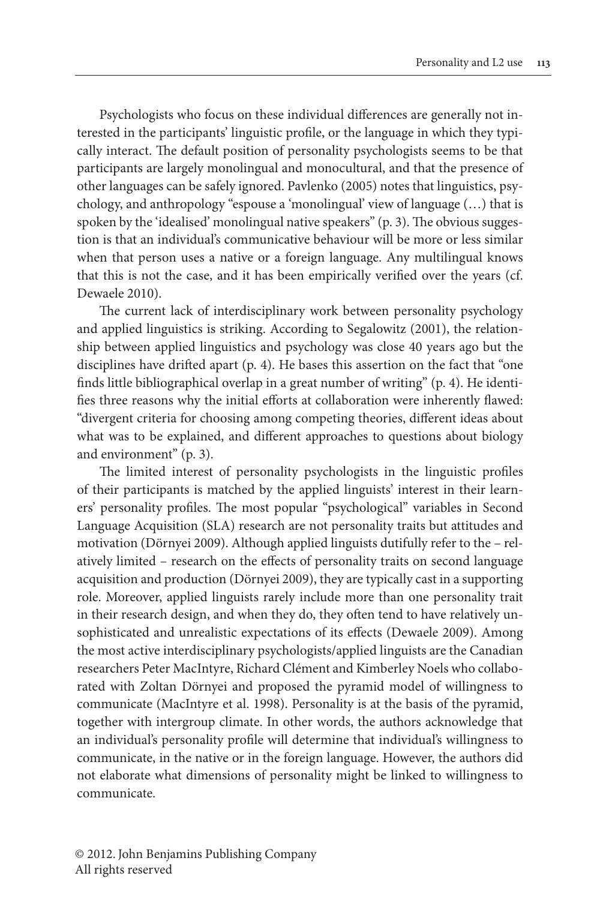Psychologists who focus on these individual differences are generally not interested in the participants' linguistic profile, or the language in which they typically interact. The default position of personality psychologists seems to be that participants are largely monolingual and monocultural, and that the presence of other languages can be safely ignored. Pavlenko (2005) notes that linguistics, psychology, and anthropology "espouse a 'monolingual' view of language (…) that is spoken by the 'idealised' monolingual native speakers" (p. 3). The obvious suggestion is that an individual's communicative behaviour will be more or less similar when that person uses a native or a foreign language. Any multilingual knows that this is not the case, and it has been empirically verified over the years (cf. Dewaele 2010).

The current lack of interdisciplinary work between personality psychology and applied linguistics is striking. According to Segalowitz (2001), the relationship between applied linguistics and psychology was close 40 years ago but the disciplines have drifted apart (p. 4). He bases this assertion on the fact that "one finds little bibliographical overlap in a great number of writing" (p. 4). He identifies three reasons why the initial efforts at collaboration were inherently flawed: "divergent criteria for choosing among competing theories, different ideas about what was to be explained, and different approaches to questions about biology and environment" (p. 3).

The limited interest of personality psychologists in the linguistic profiles of their participants is matched by the applied linguists' interest in their learners' personality profiles. The most popular "psychological" variables in Second Language Acquisition (SLA) research are not personality traits but attitudes and motivation (Dörnyei 2009). Although applied linguists dutifully refer to the – relatively limited – research on the effects of personality traits on second language acquisition and production (Dörnyei 2009), they are typically cast in a supporting role. Moreover, applied linguists rarely include more than one personality trait in their research design, and when they do, they often tend to have relatively unsophisticated and unrealistic expectations of its effects (Dewaele 2009). Among the most active interdisciplinary psychologists/applied linguists are the Canadian researchers Peter MacIntyre, Richard Clément and Kimberley Noels who collaborated with Zoltan Dörnyei and proposed the pyramid model of willingness to communicate (MacIntyre et al. 1998). Personality is at the basis of the pyramid, together with intergroup climate. In other words, the authors acknowledge that an individual's personality profile will determine that individual's willingness to communicate, in the native or in the foreign language. However, the authors did not elaborate what dimensions of personality might be linked to willingness to communicate.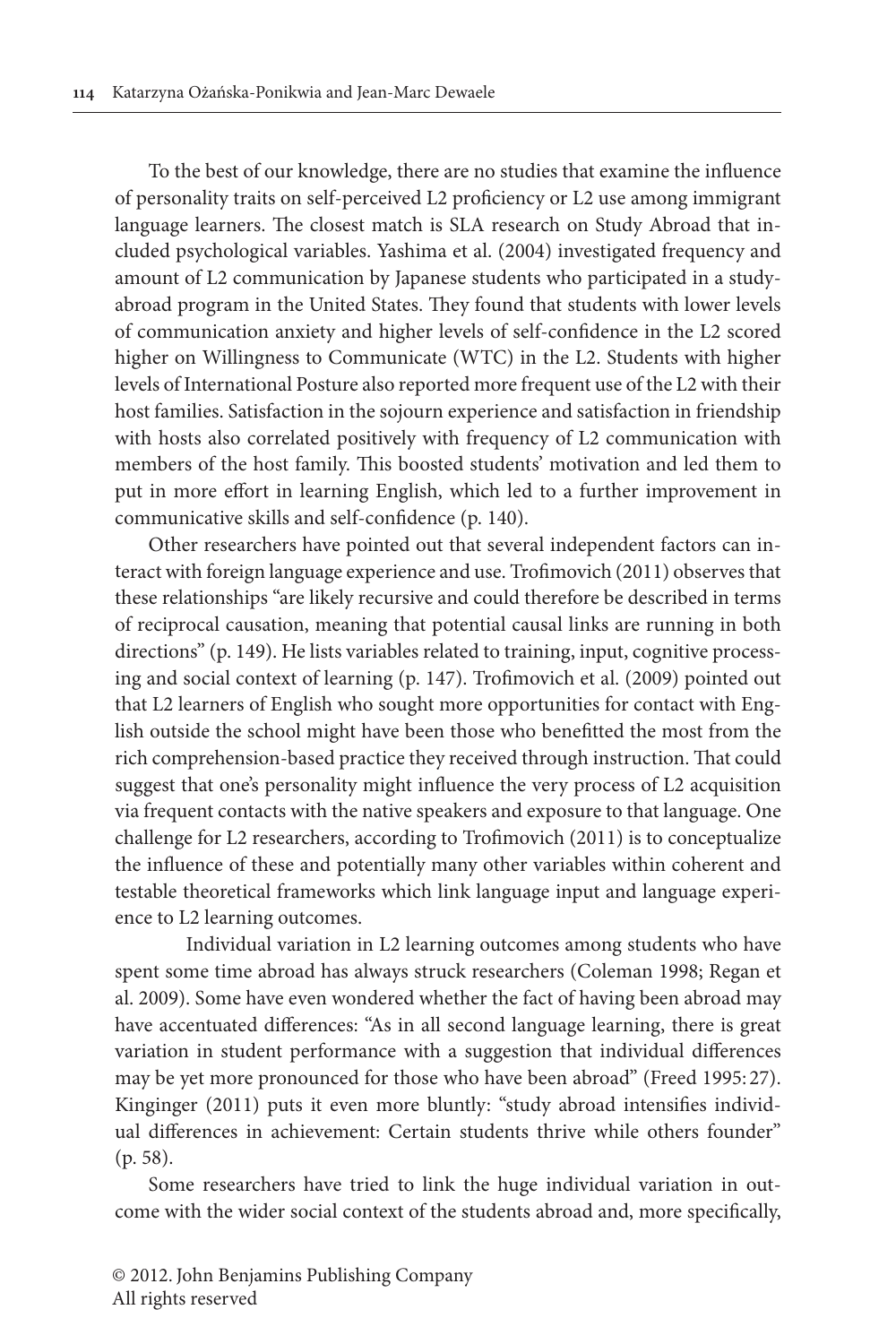To the best of our knowledge, there are no studies that examine the influence of personality traits on self-perceived L2 proficiency or L2 use among immigrant language learners. The closest match is SLA research on Study Abroad that included psychological variables. Yashima et al. (2004) investigated frequency and amount of L2 communication by Japanese students who participated in a study-abroad program in the United States. They found that students with lower levels of communication anxiety and higher levels of self-confidence in the L2 scored higher on Willingness to Communicate (WTC) in the L2. Students with higher levels of International Posture also reported more frequent use of the L2 with their host families. Satisfaction in the sojourn experience and satisfaction in friendship with hosts also correlated positively with frequency of L2 communication with members of the host family. This boosted students' motivation and led them to put in more effort in learning English, which led to a further improvement in communicative skills and self-confidence (p. 140).

Other researchers have pointed out that several independent factors can interact with foreign language experience and use. Trofimovich (2011) observes that these relationships "are likely recursive and could therefore be described in terms of reciprocal causation, meaning that potential causal links are running in both directions" (p. 149). He lists variables related to training, input, cognitive processing and social context of learning (p. 147). Trofimovich et al. (2009) pointed out that L2 learners of English who sought more opportunities for contact with English outside the school might have been those who benefitted the most from the rich comprehension-based practice they received through instruction. That could suggest that one's personality might influence the very process of L2 acquisition via frequent contacts with the native speakers and exposure to that language. One challenge for L2 researchers, according to Trofimovich (2011) is to conceptualize the influence of these and potentially many other variables within coherent and testable theoretical frameworks which link language input and language experience to L2 learning outcomes.

Individual variation in L2 learning outcomes among students who have spent some time abroad has always struck researchers (Coleman 1998; Regan et al. 2009). Some have even wondered whether the fact of having been abroad may have accentuated differences: "As in all second language learning, there is great variation in student performance with a suggestion that individual differences may be yet more pronounced for those who have been abroad" (Freed 1995: 27). Kinginger (2011) puts it even more bluntly: "study abroad intensifies individual differences in achievement: Certain students thrive while others founder" (p. 58).

Some researchers have tried to link the huge individual variation in outcome with the wider social context of the students abroad and, more specifically,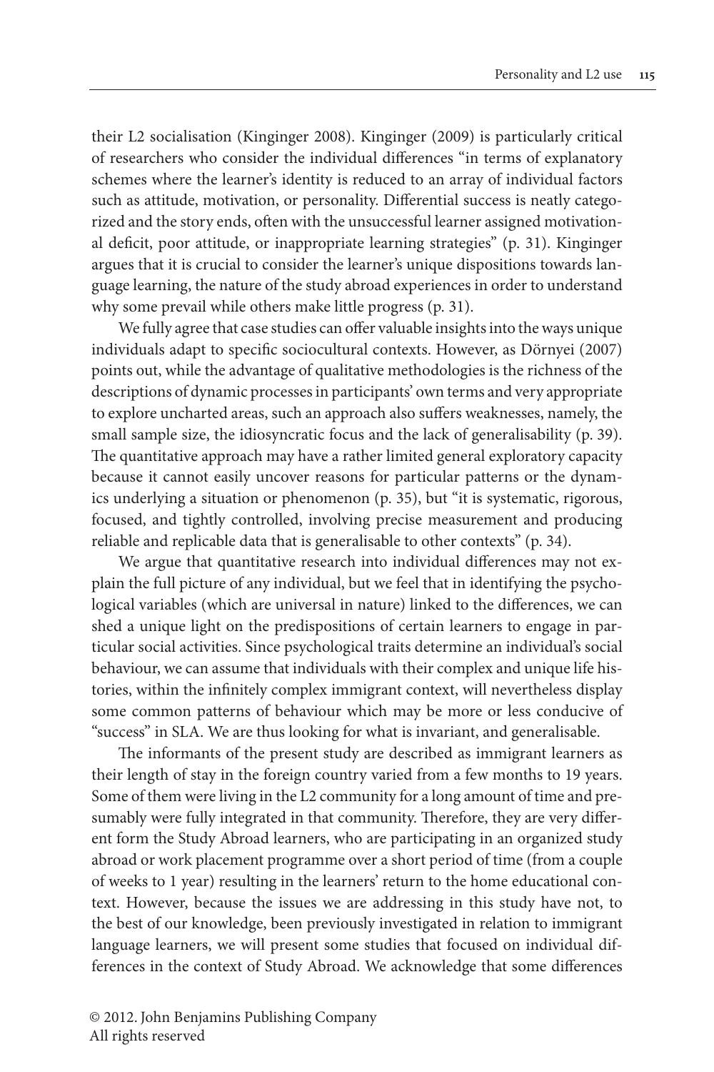their L2 socialisation (Kinginger 2008). Kinginger (2009) is particularly critical of researchers who consider the individual differences "in terms of explanatory schemes where the learner's identity is reduced to an array of individual factors such as attitude, motivation, or personality. Differential success is neatly categorized and the story ends, often with the unsuccessful learner assigned motivational deficit, poor attitude, or inappropriate learning strategies" (p. 31). Kinginger argues that it is crucial to consider the learner's unique dispositions towards language learning, the nature of the study abroad experiences in order to understand why some prevail while others make little progress (p. 31).

We fully agree that case studies can offer valuable insights into the ways unique individuals adapt to specific sociocultural contexts. However, as Dörnyei (2007) points out, while the advantage of qualitative methodologies is the richness of the descriptions of dynamic processes in participants' own terms and very appropriate to explore uncharted areas, such an approach also suffers weaknesses, namely, the small sample size, the idiosyncratic focus and the lack of generalisability (p. 39). The quantitative approach may have a rather limited general exploratory capacity because it cannot easily uncover reasons for particular patterns or the dynamics underlying a situation or phenomenon (p. 35), but "it is systematic, rigorous, focused, and tightly controlled, involving precise measurement and producing reliable and replicable data that is generalisable to other contexts" (p. 34).

We argue that quantitative research into individual differences may not explain the full picture of any individual, but we feel that in identifying the psychological variables (which are universal in nature) linked to the differences, we can shed a unique light on the predispositions of certain learners to engage in particular social activities. Since psychological traits determine an individual's social behaviour, we can assume that individuals with their complex and unique life histories, within the infinitely complex immigrant context, will nevertheless display some common patterns of behaviour which may be more or less conducive of "success" in SLA. We are thus looking for what is invariant, and generalisable.

The informants of the present study are described as immigrant learners as their length of stay in the foreign country varied from a few months to 19 years. Some of them were living in the L2 community for a long amount of time and presumably were fully integrated in that community. Therefore, they are very different form the Study Abroad learners, who are participating in an organized study abroad or work placement programme over a short period of time (from a couple of weeks to 1 year) resulting in the learners' return to the home educational context. However, because the issues we are addressing in this study have not, to the best of our knowledge, been previously investigated in relation to immigrant language learners, we will present some studies that focused on individual differences in the context of Study Abroad. We acknowledge that some differences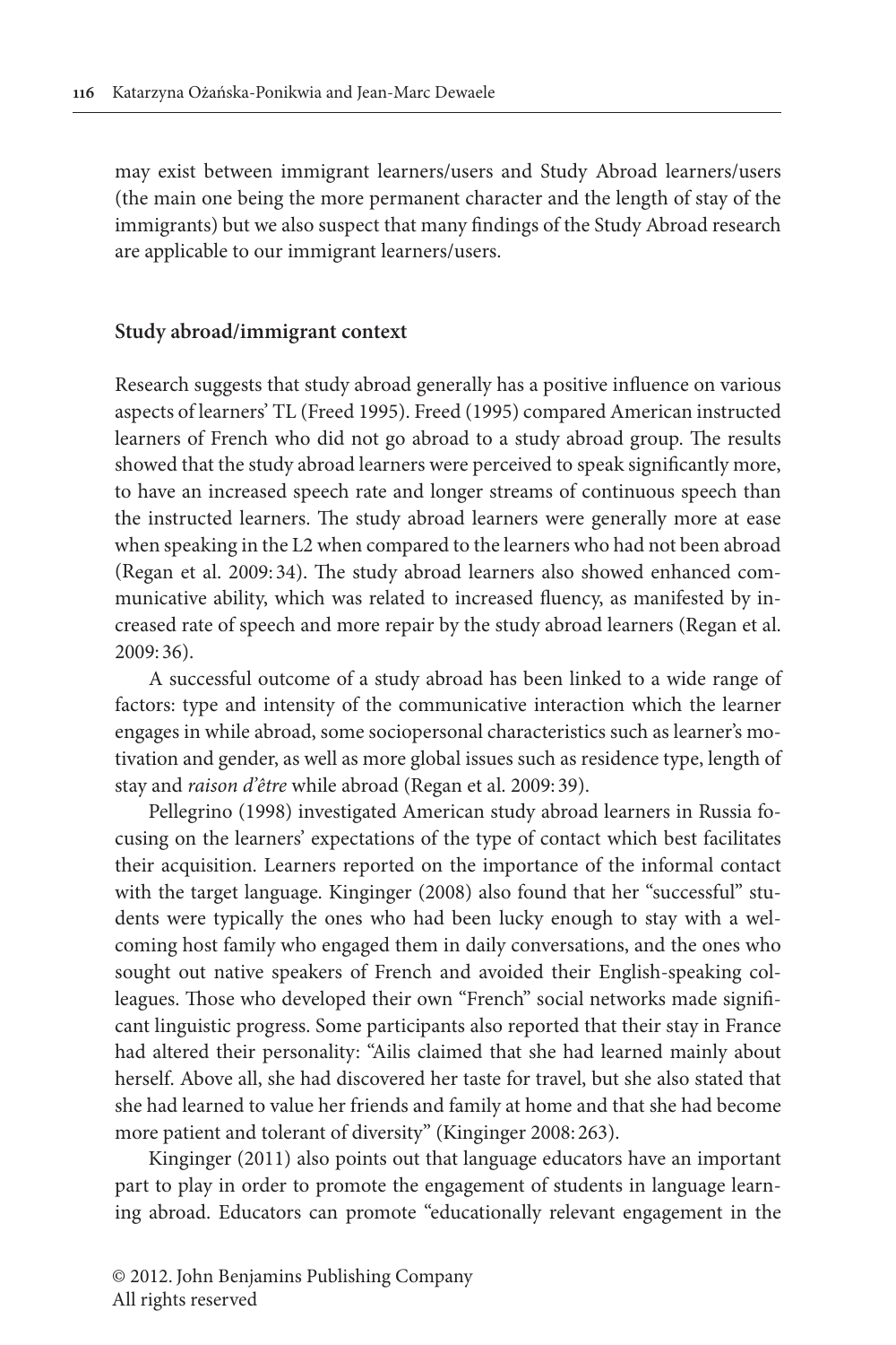may exist between immigrant learners/users and Study Abroad learners/users (the main one being the more permanent character and the length of stay of the immigrants) but we also suspect that many findings of the Study Abroad research are applicable to our immigrant learners/users.

### Study abroad/immigrant context

Research suggests that study abroad generally has a positive influence on various aspects of learners' TL (Freed 1995). Freed (1995) compared American instructed learners of French who did not go abroad to a study abroad group. The results showed that the study abroad learners were perceived to speak significantly more, to have an increased speech rate and longer streams of continuous speech than the instructed learners. The study abroad learners were generally more at ease when speaking in the L2 when compared to the learners who had not been abroad (Regan et al. 2009: 34). The study abroad learners also showed enhanced communicative ability, which was related to increased fluency, as manifested by increased rate of speech and more repair by the study abroad learners (Regan et al. 2009: 36).

A successful outcome of a study abroad has been linked to a wide range of factors: type and intensity of the communicative interaction which the learner engages in while abroad, some sociopersonal characteristics such as learner's motivation and gender, as well as more global issues such as residence type, length of stay and *raison d'être* while abroad (Regan et al. 2009: 39).

Pellegrino (1998) investigated American study abroad learners in Russia focusing on the learners' expectations of the type of contact which best facilitates their acquisition. Learners reported on the importance of the informal contact with the target language. Kinginger (2008) also found that her "successful" students were typically the ones who had been lucky enough to stay with a welcoming host family who engaged them in daily conversations, and the ones who sought out native speakers of French and avoided their English-speaking colleagues. Those who developed their own "French" social networks made significant linguistic progress. Some participants also reported that their stay in France had altered their personality: "Ailis claimed that she had learned mainly about herself. Above all, she had discovered her taste for travel, but she also stated that she had learned to value her friends and family at home and that she had become more patient and tolerant of diversity" (Kinginger 2008: 263).

Kinginger (2011) also points out that language educators have an important part to play in order to promote the engagement of students in language learning abroad. Educators can promote "educationally relevant engagement in the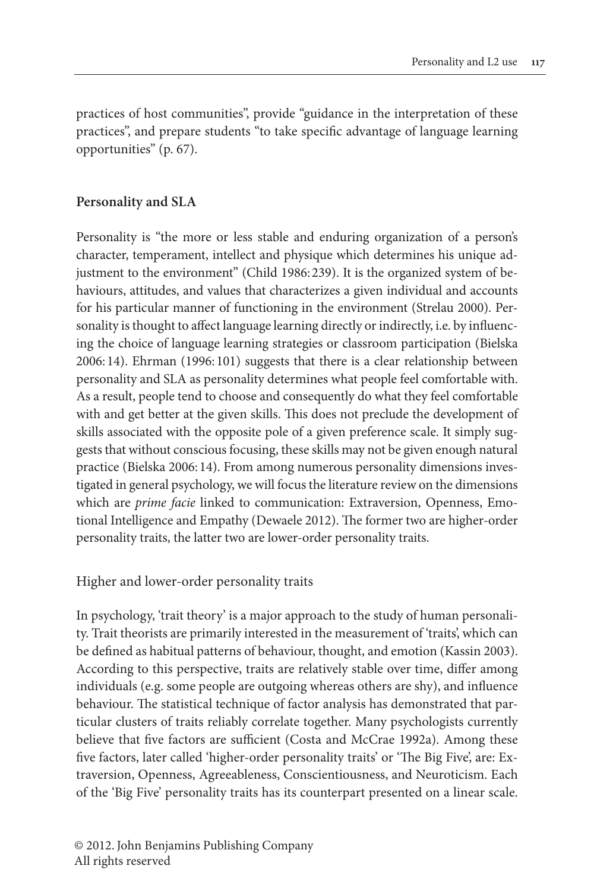practices of host communities", provide "guidance in the interpretation of these practices", and prepare students "to take specific advantage of language learning opportunities" (p. 67).

## Personality and SLA

Personality is "the more or less stable and enduring organization of a person's character, temperament, intellect and physique which determines his unique adjustment to the environment" (Child 1986: 239). It is the organized system of behaviours, attitudes, and values that characterizes a given individual and accounts for his particular manner of functioning in the environment (Strelau 2000). Personality is thought to affect language learning directly or indirectly, i.e. by influencing the choice of language learning strategies or classroom participation (Bielska 2006: 14). Ehrman (1996: 101) suggests that there is a clear relationship between personality and SLA as personality determines what people feel comfortable with. As a result, people tend to choose and consequently do what they feel comfortable with and get better at the given skills. This does not preclude the development of skills associated with the opposite pole of a given preference scale. It simply suggests that without conscious focusing, these skills may not be given enough natural practice (Bielska 2006: 14). From among numerous personality dimensions investigated in general psychology, we will focus the literature review on the dimensions which are *prime facie* linked to communication: Extraversion, Openness, Emotional Intelligence and Empathy (Dewaele 2012). The former two are higher-order personality traits, the latter two are lower-order personality traits.

### Higher and lower-order personality traits

In psychology, 'trait theory' is a major approach to the study of human personality. Trait theorists are primarily interested in the measurement of 'traits', which can be defined as habitual patterns of behaviour, thought, and emotion (Kassin 2003). According to this perspective, traits are relatively stable over time, differ among individuals (e.g. some people are outgoing whereas others are shy), and influence behaviour. The statistical technique of factor analysis has demonstrated that particular clusters of traits reliably correlate together. Many psychologists currently believe that five factors are sufficient (Costa and McCrae 1992a). Among these five factors, later called 'higher-order personality traits' or 'The Big Five', are: Extraversion, Openness, Agreeableness, Conscientiousness, and Neuroticism. Each of the 'Big Five' personality traits has its counterpart presented on a linear scale.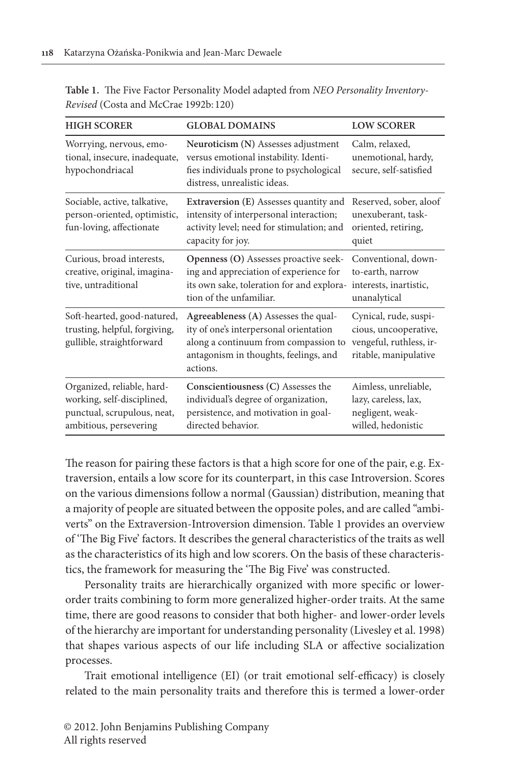**Table 1.** The Five Factor Personality Model adapted from *NEO Personality Inventory-Revised* (Costa and McCrae 1992b: 120)

| HIGH SCORER | GLOBAL DOMAINS | LOW SCORER |
|---|---|---|
| Worrying, nervous, emotional, insecure, inadequate, hypochondriacal | **Neuroticism (N)** Assesses adjustment versus emotional instability. Identifies individuals prone to psychological distress, unrealistic ideas. | Calm, relaxed, unemotional, hardy, secure, self-satisfied |
| Sociable, active, talkative, person-oriented, optimistic, fun-loving, affectionate | **Extraversion (E)** Assesses quantity and intensity of interpersonal interaction; activity level; need for stimulation; and capacity for joy. | Reserved, sober, aloof unexuberant, task-oriented, retiring, quiet |
| Curious, broad interests, creative, original, imaginative, untraditional | **Openness (O)** Assesses proactive seeking and appreciation of experience for its own sake, toleration for and exploration of the unfamiliar. | Conventional, down-to-earth, narrow interests, inartistic, unanalytical |
| Soft-hearted, good-natured, trusting, helpful, forgiving, gullible, straightforward | **Agreeableness (A)** Assesses the quality of one's interpersonal orientation along a continuum from compassion to antagonism in thoughts, feelings, and actions. | Cynical, rude, suspicious, uncooperative, vengeful, ruthless, irritable, manipulative |
| Organized, reliable, hard-working, self-disciplined, punctual, scrupulous, neat, ambitious, persevering | **Conscientiousness (C)** Assesses the individual's degree of organization, persistence, and motivation in goal-directed behavior. | Aimless, unreliable, lazy, careless, lax, negligent, weak-willed, hedonistic |

The reason for pairing these factors is that a high score for one of the pair, e.g. Extraversion, entails a low score for its counterpart, in this case Introversion. Scores on the various dimensions follow a normal (Gaussian) distribution, meaning that a majority of people are situated between the opposite poles, and are called "ambiverts" on the Extraversion-Introversion dimension. Table 1 provides an overview of 'The Big Five' factors. It describes the general characteristics of the traits as well as the characteristics of its high and low scorers. On the basis of these characteristics, the framework for measuring the 'The Big Five' was constructed.

Personality traits are hierarchically organized with more specific or lower-order traits combining to form more generalized higher-order traits. At the same time, there are good reasons to consider that both higher- and lower-order levels of the hierarchy are important for understanding personality (Livesley et al. 1998) that shapes various aspects of our life including SLA or affective socialization processes.

Trait emotional intelligence (EI) (or trait emotional self-efficacy) is closely related to the main personality traits and therefore this is termed a lower-order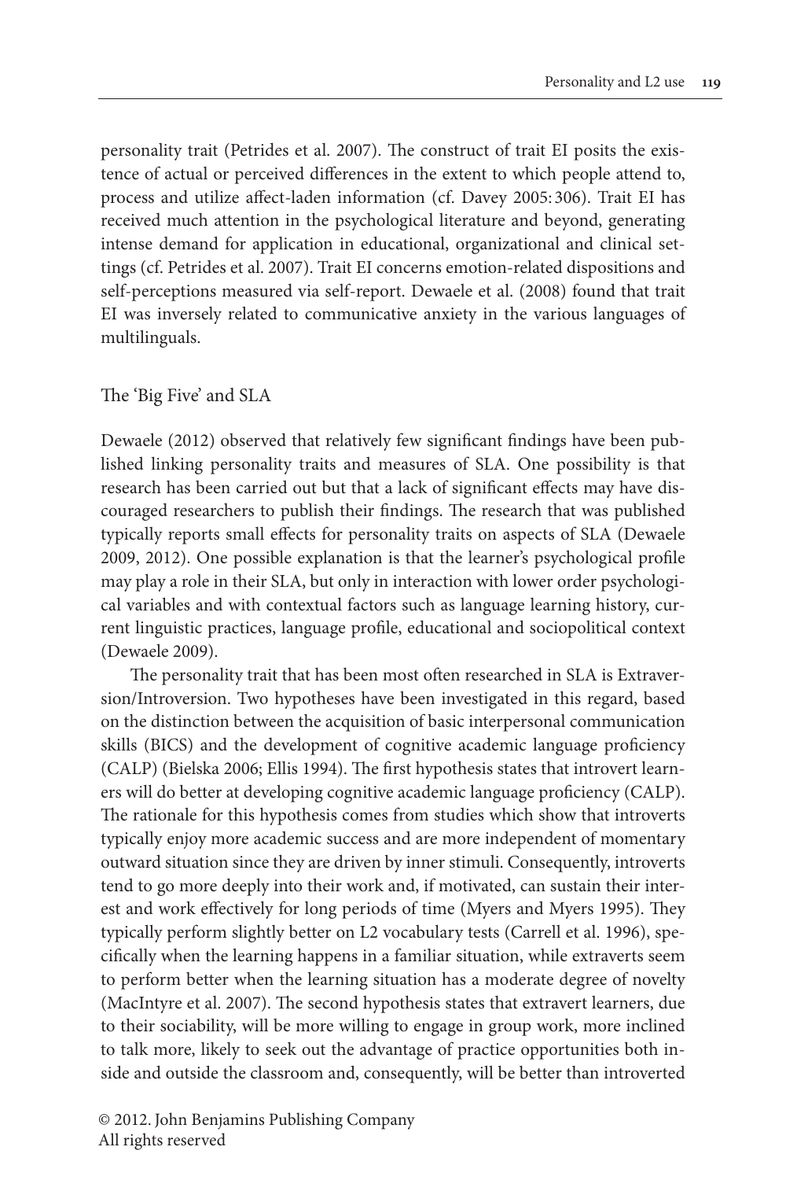personality trait (Petrides et al. 2007). The construct of trait EI posits the existence of actual or perceived differences in the extent to which people attend to, process and utilize affect-laden information (cf. Davey 2005: 306). Trait EI has received much attention in the psychological literature and beyond, generating intense demand for application in educational, organizational and clinical settings (cf. Petrides et al. 2007). Trait EI concerns emotion-related dispositions and self-perceptions measured via self-report. Dewaele et al. (2008) found that trait EI was inversely related to communicative anxiety in the various languages of multilinguals.

### The 'Big Five' and SLA

Dewaele (2012) observed that relatively few significant findings have been published linking personality traits and measures of SLA. One possibility is that research has been carried out but that a lack of significant effects may have discouraged researchers to publish their findings. The research that was published typically reports small effects for personality traits on aspects of SLA (Dewaele 2009, 2012). One possible explanation is that the learner's psychological profile may play a role in their SLA, but only in interaction with lower order psychological variables and with contextual factors such as language learning history, current linguistic practices, language profile, educational and sociopolitical context (Dewaele 2009).

The personality trait that has been most often researched in SLA is Extraversion/Introversion. Two hypotheses have been investigated in this regard, based on the distinction between the acquisition of basic interpersonal communication skills (BICS) and the development of cognitive academic language proficiency (CALP) (Bielska 2006; Ellis 1994). The first hypothesis states that introvert learners will do better at developing cognitive academic language proficiency (CALP). The rationale for this hypothesis comes from studies which show that introverts typically enjoy more academic success and are more independent of momentary outward situation since they are driven by inner stimuli. Consequently, introverts tend to go more deeply into their work and, if motivated, can sustain their interest and work effectively for long periods of time (Myers and Myers 1995). They typically perform slightly better on L2 vocabulary tests (Carrell et al. 1996), specifically when the learning happens in a familiar situation, while extraverts seem to perform better when the learning situation has a moderate degree of novelty (MacIntyre et al. 2007). The second hypothesis states that extravert learners, due to their sociability, will be more willing to engage in group work, more inclined to talk more, likely to seek out the advantage of practice opportunities both inside and outside the classroom and, consequently, will be better than introverted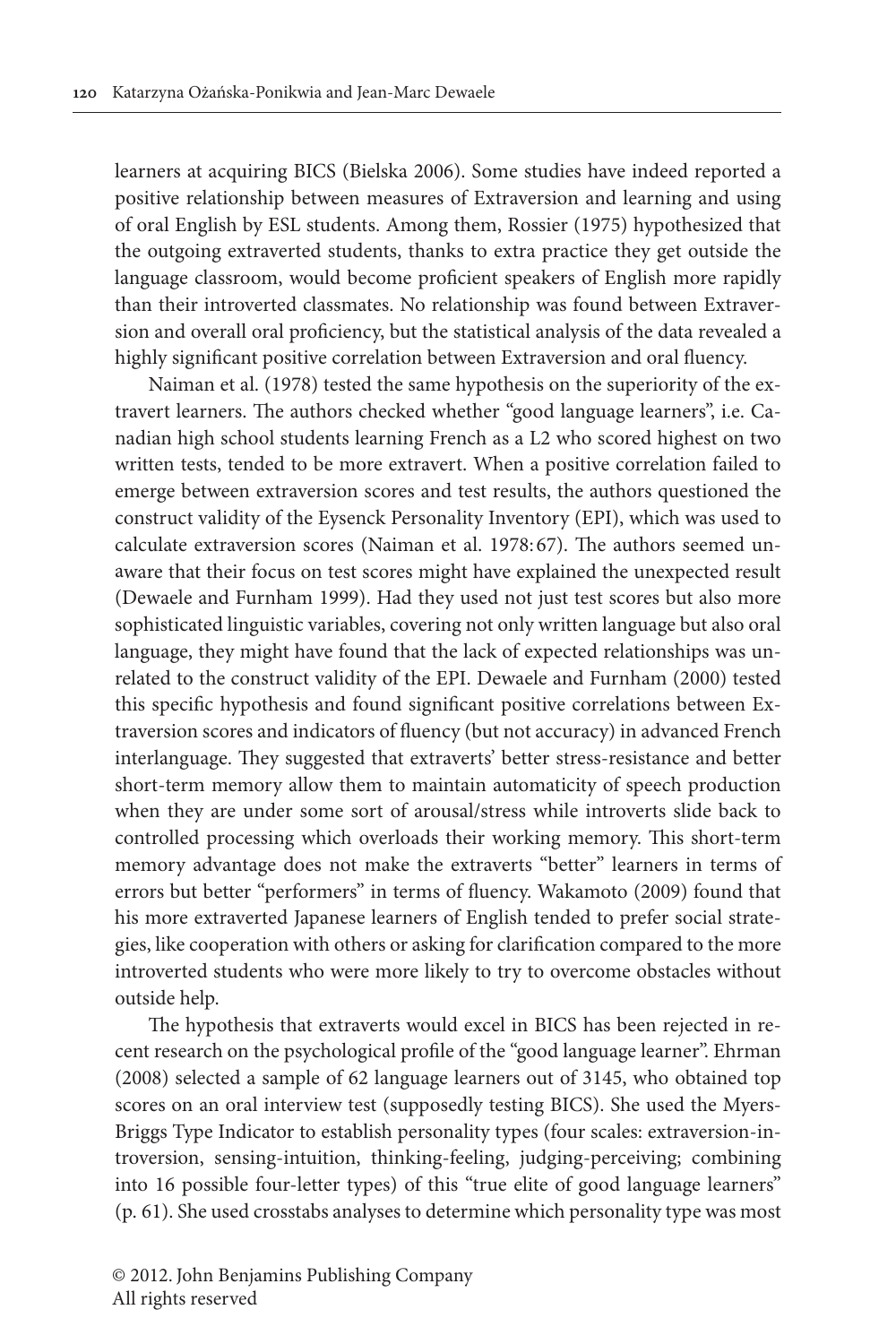learners at acquiring BICS (Bielska 2006). Some studies have indeed reported a positive relationship between measures of Extraversion and learning and using of oral English by ESL students. Among them, Rossier (1975) hypothesized that the outgoing extraverted students, thanks to extra practice they get outside the language classroom, would become proficient speakers of English more rapidly than their introverted classmates. No relationship was found between Extraversion and overall oral proficiency, but the statistical analysis of the data revealed a highly significant positive correlation between Extraversion and oral fluency.

Naiman et al. (1978) tested the same hypothesis on the superiority of the extravert learners. The authors checked whether "good language learners", i.e. Canadian high school students learning French as a L2 who scored highest on two written tests, tended to be more extravert. When a positive correlation failed to emerge between extraversion scores and test results, the authors questioned the construct validity of the Eysenck Personality Inventory (EPI), which was used to calculate extraversion scores (Naiman et al. 1978: 67). The authors seemed unaware that their focus on test scores might have explained the unexpected result (Dewaele and Furnham 1999). Had they used not just test scores but also more sophisticated linguistic variables, covering not only written language but also oral language, they might have found that the lack of expected relationships was unrelated to the construct validity of the EPI. Dewaele and Furnham (2000) tested this specific hypothesis and found significant positive correlations between Extraversion scores and indicators of fluency (but not accuracy) in advanced French interlanguage. They suggested that extraverts' better stress-resistance and better short-term memory allow them to maintain automaticity of speech production when they are under some sort of arousal/stress while introverts slide back to controlled processing which overloads their working memory. This short-term memory advantage does not make the extraverts "better" learners in terms of errors but better "performers" in terms of fluency. Wakamoto (2009) found that his more extraverted Japanese learners of English tended to prefer social strategies, like cooperation with others or asking for clarification compared to the more introverted students who were more likely to try to overcome obstacles without outside help.

The hypothesis that extraverts would excel in BICS has been rejected in recent research on the psychological profile of the "good language learner". Ehrman (2008) selected a sample of 62 language learners out of 3145, who obtained top scores on an oral interview test (supposedly testing BICS). She used the Myers-Briggs Type Indicator to establish personality types (four scales: extraversion-introversion, sensing-intuition, thinking-feeling, judging-perceiving; combining into 16 possible four-letter types) of this "true elite of good language learners" (p. 61). She used crosstabs analyses to determine which personality type was most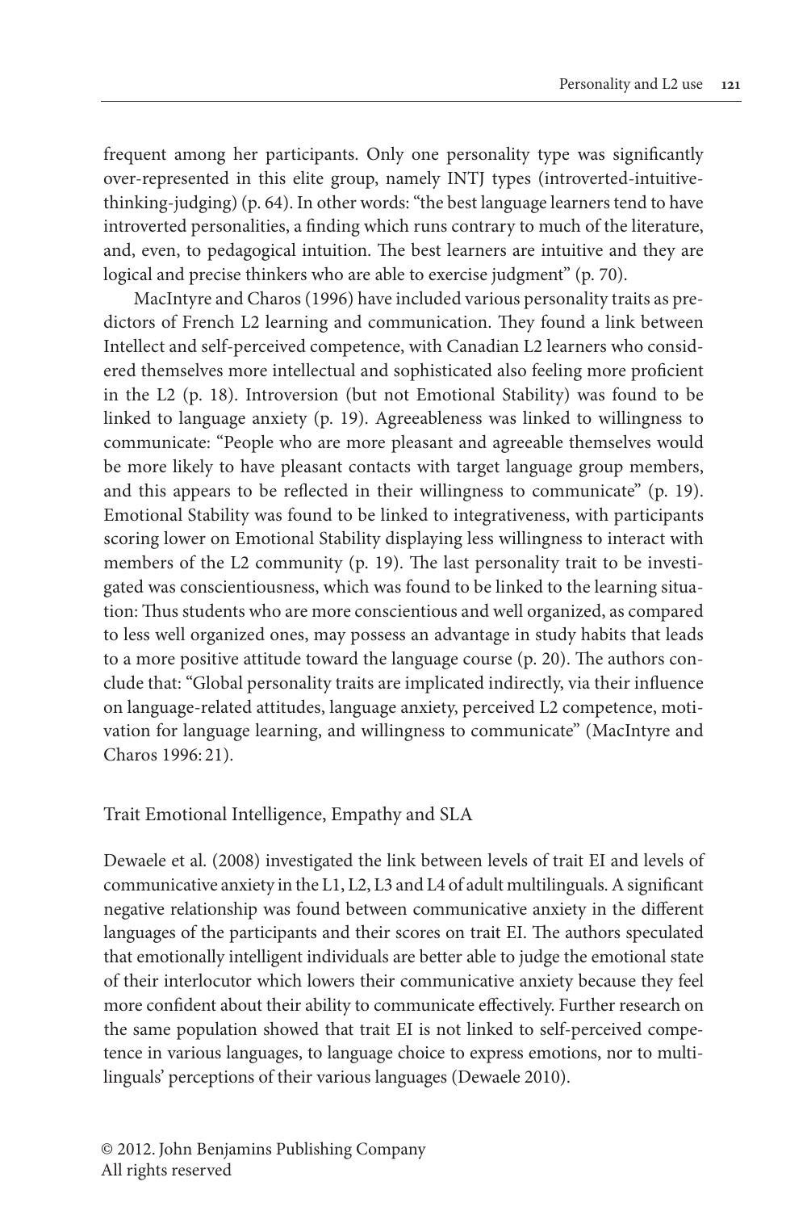frequent among her participants. Only one personality type was significantly over-represented in this elite group, namely INTJ types (introverted-intuitive-thinking-judging) (p. 64). In other words: "the best language learners tend to have introverted personalities, a finding which runs contrary to much of the literature, and, even, to pedagogical intuition. The best learners are intuitive and they are logical and precise thinkers who are able to exercise judgment" (p. 70).

MacIntyre and Charos (1996) have included various personality traits as predictors of French L2 learning and communication. They found a link between Intellect and self-perceived competence, with Canadian L2 learners who considered themselves more intellectual and sophisticated also feeling more proficient in the L2 (p. 18). Introversion (but not Emotional Stability) was found to be linked to language anxiety (p. 19). Agreeableness was linked to willingness to communicate: "People who are more pleasant and agreeable themselves would be more likely to have pleasant contacts with target language group members, and this appears to be reflected in their willingness to communicate" (p. 19). Emotional Stability was found to be linked to integrativeness, with participants scoring lower on Emotional Stability displaying less willingness to interact with members of the L2 community (p. 19). The last personality trait to be investigated was conscientiousness, which was found to be linked to the learning situation: Thus students who are more conscientious and well organized, as compared to less well organized ones, may possess an advantage in study habits that leads to a more positive attitude toward the language course (p. 20). The authors conclude that: "Global personality traits are implicated indirectly, via their influence on language-related attitudes, language anxiety, perceived L2 competence, motivation for language learning, and willingness to communicate" (MacIntyre and Charos 1996: 21).

## Trait Emotional Intelligence, Empathy and SLA

Dewaele et al. (2008) investigated the link between levels of trait EI and levels of communicative anxiety in the L1, L2, L3 and L4 of adult multilinguals. A significant negative relationship was found between communicative anxiety in the different languages of the participants and their scores on trait EI. The authors speculated that emotionally intelligent individuals are better able to judge the emotional state of their interlocutor which lowers their communicative anxiety because they feel more confident about their ability to communicate effectively. Further research on the same population showed that trait EI is not linked to self-perceived competence in various languages, to language choice to express emotions, nor to multilinguals' perceptions of their various languages (Dewaele 2010).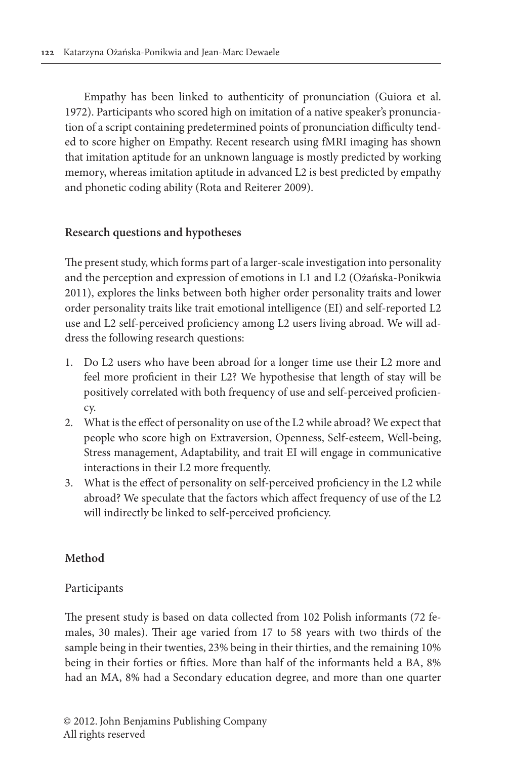Empathy has been linked to authenticity of pronunciation (Guiora et al. 1972). Participants who scored high on imitation of a native speaker's pronunciation of a script containing predetermined points of pronunciation difficulty tended to score higher on Empathy. Recent research using fMRI imaging has shown that imitation aptitude for an unknown language is mostly predicted by working memory, whereas imitation aptitude in advanced L2 is best predicted by empathy and phonetic coding ability (Rota and Reiterer 2009).

## Research questions and hypotheses

The present study, which forms part of a larger-scale investigation into personality and the perception and expression of emotions in L1 and L2 (Ożańska-Ponikwia 2011), explores the links between both higher order personality traits and lower order personality traits like trait emotional intelligence (EI) and self-reported L2 use and L2 self-perceived proficiency among L2 users living abroad. We will address the following research questions:

1. Do L2 users who have been abroad for a longer time use their L2 more and feel more proficient in their L2? We hypothesise that length of stay will be positively correlated with both frequency of use and self-perceived proficiency.
2. What is the effect of personality on use of the L2 while abroad? We expect that people who score high on Extraversion, Openness, Self-esteem, Well-being, Stress management, Adaptability, and trait EI will engage in communicative interactions in their L2 more frequently.
3. What is the effect of personality on self-perceived proficiency in the L2 while abroad? We speculate that the factors which affect frequency of use of the L2 will indirectly be linked to self-perceived proficiency.

## Method

### Participants

The present study is based on data collected from 102 Polish informants (72 females, 30 males). Their age varied from 17 to 58 years with two thirds of the sample being in their twenties, 23% being in their thirties, and the remaining 10% being in their forties or fifties. More than half of the informants held a BA, 8% had an MA, 8% had a Secondary education degree, and more than one quarter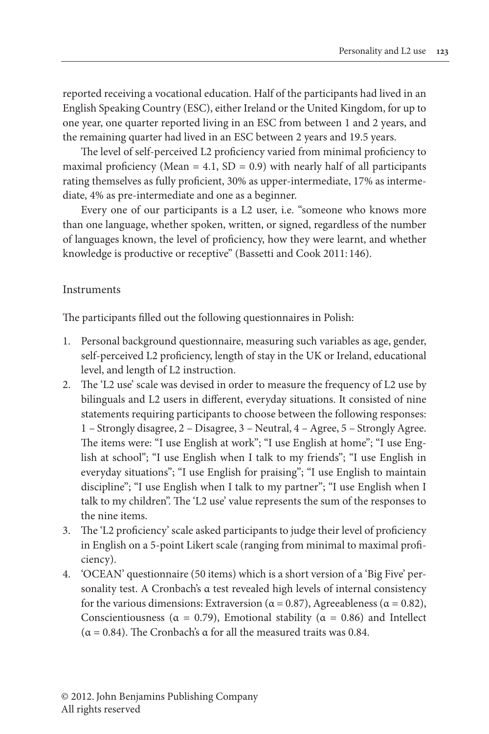reported receiving a vocational education. Half of the participants had lived in an English Speaking Country (ESC), either Ireland or the United Kingdom, for up to one year, one quarter reported living in an ESC from between 1 and 2 years, and the remaining quarter had lived in an ESC between 2 years and 19.5 years.

The level of self-perceived L2 proficiency varied from minimal proficiency to maximal proficiency (Mean = 4.1, SD = 0.9) with nearly half of all participants rating themselves as fully proficient, 30% as upper-intermediate, 17% as intermediate, 4% as pre-intermediate and one as a beginner.

Every one of our participants is a L2 user, i.e. "someone who knows more than one language, whether spoken, written, or signed, regardless of the number of languages known, the level of proficiency, how they were learnt, and whether knowledge is productive or receptive" (Bassetti and Cook 2011: 146).

### Instruments

The participants filled out the following questionnaires in Polish:

1. Personal background questionnaire, measuring such variables as age, gender, self-perceived L2 proficiency, length of stay in the UK or Ireland, educational level, and length of L2 instruction.
2. The 'L2 use' scale was devised in order to measure the frequency of L2 use by bilinguals and L2 users in different, everyday situations. It consisted of nine statements requiring participants to choose between the following responses: 1 – Strongly disagree, 2 – Disagree, 3 – Neutral, 4 – Agree, 5 – Strongly Agree. The items were: "I use English at work"; "I use English at home"; "I use English at school"; "I use English when I talk to my friends"; "I use English in everyday situations"; "I use English for praising"; "I use English to maintain discipline"; "I use English when I talk to my partner"; "I use English when I talk to my children". The 'L2 use' value represents the sum of the responses to the nine items.
3. The 'L2 proficiency' scale asked participants to judge their level of proficiency in English on a 5-point Likert scale (ranging from minimal to maximal proficiency).
4. 'OCEAN' questionnaire (50 items) which is a short version of a 'Big Five' personality test. A Cronbach's $\alpha$ test revealed high levels of internal consistency for the various dimensions: Extraversion ($\alpha = 0.87$), Agreeableness ($\alpha = 0.82$), Conscientiousness ($\alpha = 0.79$), Emotional stability ($\alpha = 0.86$) and Intellect ($\alpha = 0.84$). The Cronbach's $\alpha$ for all the measured traits was 0.84.

© 2012. John Benjamins Publishing Company
All rights reserved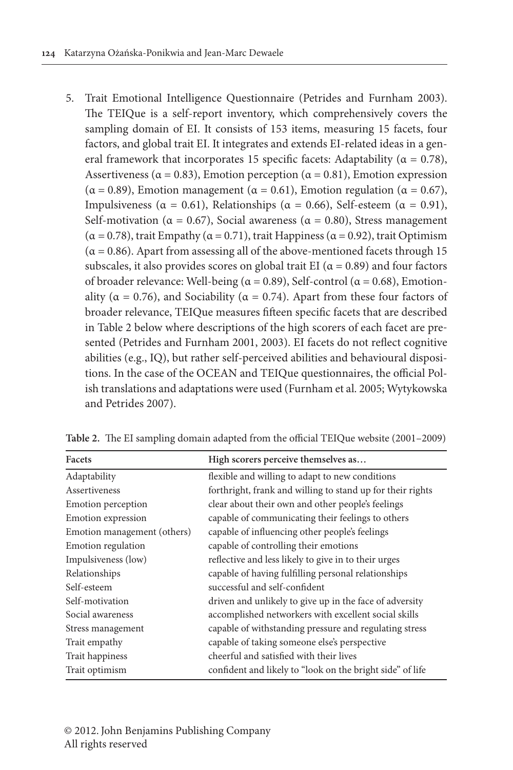5. Trait Emotional Intelligence Questionnaire (Petrides and Furnham 2003). The TEIQue is a self-report inventory, which comprehensively covers the sampling domain of EI. It consists of 153 items, measuring 15 facets, four factors, and global trait EI. It integrates and extends EI-related ideas in a general framework that incorporates 15 specific facets: Adaptability ($\alpha = 0.78$), Assertiveness ($\alpha = 0.83$), Emotion perception ($\alpha = 0.81$), Emotion expression ($\alpha = 0.89$), Emotion management ($\alpha = 0.61$), Emotion regulation ($\alpha = 0.67$), Impulsiveness ($\alpha = 0.61$), Relationships ($\alpha = 0.66$), Self-esteem ($\alpha = 0.91$), Self-motivation ($\alpha = 0.67$), Social awareness ($\alpha = 0.80$), Stress management ($\alpha = 0.78$), trait Empathy ($\alpha = 0.71$), trait Happiness ($\alpha = 0.92$), trait Optimism ($\alpha = 0.86$). Apart from assessing all of the above-mentioned facets through 15 subscales, it also provides scores on global trait EI ($\alpha = 0.89$) and four factors of broader relevance: Well-being ($\alpha = 0.89$), Self-control ($\alpha = 0.68$), Emotionality ($\alpha = 0.76$), and Sociability ($\alpha = 0.74$). Apart from these four factors of broader relevance, TEIQue measures fifteen specific facets that are described in Table 2 below where descriptions of the high scorers of each facet are presented (Petrides and Furnham 2001, 2003). EI facets do not reflect cognitive abilities (e.g., IQ), but rather self-perceived abilities and behavioural dispositions. In the case of the OCEAN and TEIQue questionnaires, the official Polish translations and adaptations were used (Furnham et al. 2005; Wytykowska and Petrides 2007).

**Table 2.** The EI sampling domain adapted from the official TEIQue website (2001–2009)

| Facets | High scorers perceive themselves as… |
|---|---|
| Adaptability | flexible and willing to adapt to new conditions |
| Assertiveness | forthright, frank and willing to stand up for their rights |
| Emotion perception | clear about their own and other people's feelings |
| Emotion expression | capable of communicating their feelings to others |
| Emotion management (others) | capable of influencing other people's feelings |
| Emotion regulation | capable of controlling their emotions |
| Impulsiveness (low) | reflective and less likely to give in to their urges |
| Relationships | capable of having fulfilling personal relationships |
| Self-esteem | successful and self-confident |
| Self-motivation | driven and unlikely to give up in the face of adversity |
| Social awareness | accomplished networkers with excellent social skills |
| Stress management | capable of withstanding pressure and regulating stress |
| Trait empathy | capable of taking someone else's perspective |
| Trait happiness | cheerful and satisfied with their lives |
| Trait optimism | confident and likely to "look on the bright side" of life |

© 2012. John Benjamins Publishing Company
All rights reserved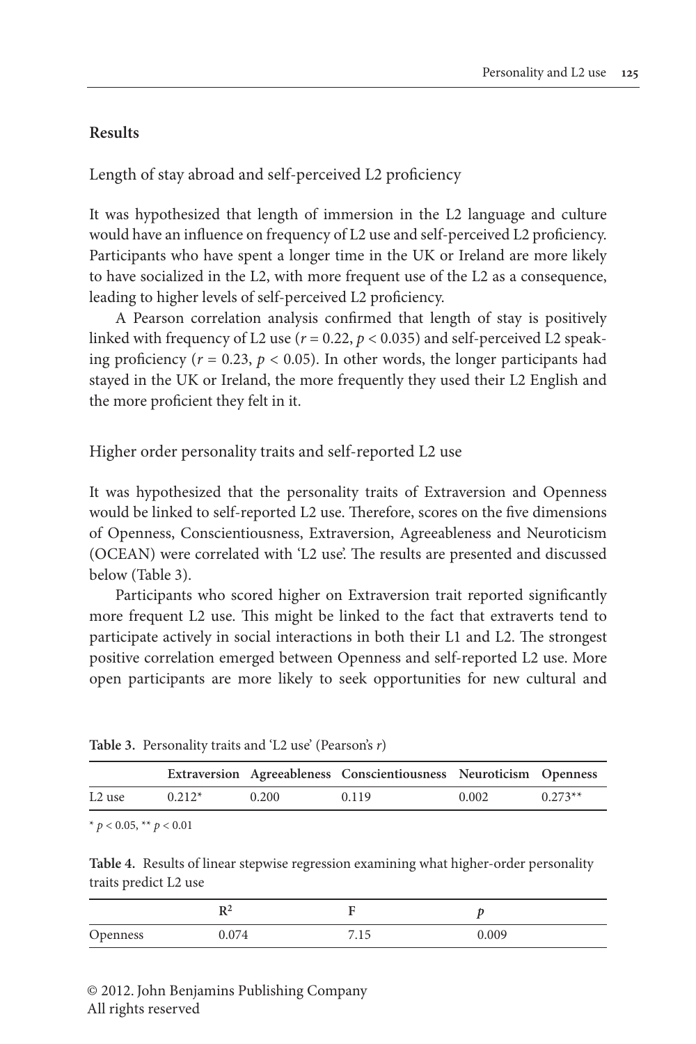## Results

### Length of stay abroad and self-perceived L2 proficiency

It was hypothesized that length of immersion in the L2 language and culture would have an influence on frequency of L2 use and self-perceived L2 proficiency. Participants who have spent a longer time in the UK or Ireland are more likely to have socialized in the L2, with more frequent use of the L2 as a consequence, leading to higher levels of self-perceived L2 proficiency.

A Pearson correlation analysis confirmed that length of stay is positively linked with frequency of L2 use ($r = 0.22$, $p < 0.035$) and self-perceived L2 speaking proficiency ($r = 0.23$, $p < 0.05$). In other words, the longer participants had stayed in the UK or Ireland, the more frequently they used their L2 English and the more proficient they felt in it.

### Higher order personality traits and self-reported L2 use

It was hypothesized that the personality traits of Extraversion and Openness would be linked to self-reported L2 use. Therefore, scores on the five dimensions of Openness, Conscientiousness, Extraversion, Agreeableness and Neuroticism (OCEAN) were correlated with 'L2 use'. The results are presented and discussed below (Table 3).

Participants who scored higher on Extraversion trait reported significantly more frequent L2 use. This might be linked to the fact that extraverts tend to participate actively in social interactions in both their L1 and L2. The strongest positive correlation emerged between Openness and self-reported L2 use. More open participants are more likely to seek opportunities for new cultural and

**Table 3.** Personality traits and 'L2 use' (Pearson's *r*)

| | Extraversion | Agreeableness | Conscientiousness | Neuroticism | Openness |
|---|---|---|---|---|---|
| L2 use | 0.212* | 0.200 | 0.119 | 0.002 | 0.273** |

* $p < 0.05$, ** $p < 0.01$

**Table 4.** Results of linear stepwise regression examining what higher-order personality traits predict L2 use

| | $R^2$ | F | *p* |
|---|---|---|---|
| Openness | 0.074 | 7.15 | 0.009 |

© 2012. John Benjamins Publishing Company
All rights reserved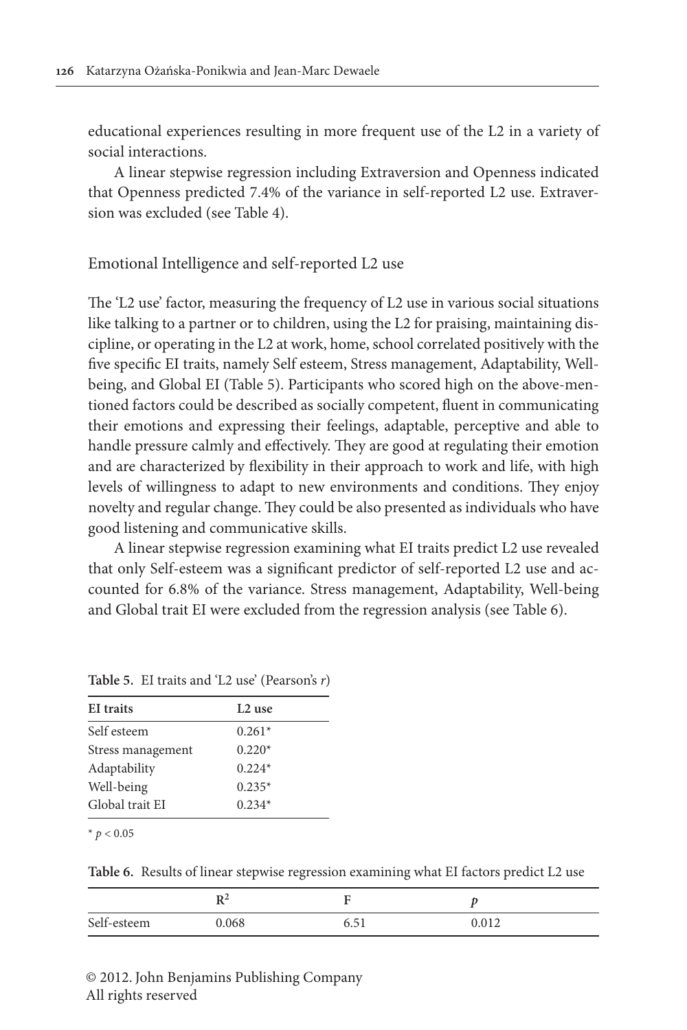educational experiences resulting in more frequent use of the L2 in a variety of social interactions.

A linear stepwise regression including Extraversion and Openness indicated that Openness predicted 7.4% of the variance in self-reported L2 use. Extraversion was excluded (see Table 4).

## Emotional Intelligence and self-reported L2 use

The 'L2 use' factor, measuring the frequency of L2 use in various social situations like talking to a partner or to children, using the L2 for praising, maintaining discipline, or operating in the L2 at work, home, school correlated positively with the five specific EI traits, namely Self esteem, Stress management, Adaptability, Well-being, and Global EI (Table 5). Participants who scored high on the above-mentioned factors could be described as socially competent, fluent in communicating their emotions and expressing their feelings, adaptable, perceptive and able to handle pressure calmly and effectively. They are good at regulating their emotion and are characterized by flexibility in their approach to work and life, with high levels of willingness to adapt to new environments and conditions. They enjoy novelty and regular change. They could be also presented as individuals who have good listening and communicative skills.

A linear stepwise regression examining what EI traits predict L2 use revealed that only Self-esteem was a significant predictor of self-reported L2 use and accounted for 6.8% of the variance. Stress management, Adaptability, Well-being and Global trait EI were excluded from the regression analysis (see Table 6).

**Table 5.** EI traits and 'L2 use' (Pearson's $r$)

| EI traits | L2 use |
|---|---|
| Self esteem | 0.261* |
| Stress management | 0.220* |
| Adaptability | 0.224* |
| Well-being | 0.235* |
| Global trait EI | 0.234* |

* $p < 0.05$

**Table 6.** Results of linear stepwise regression examining what EI factors predict L2 use

| | $R^2$ | F | $p$ |
|---|---|---|---|
| Self-esteem | 0.068 | 6.51 | 0.012 |

© 2012. John Benjamins Publishing Company
All rights reserved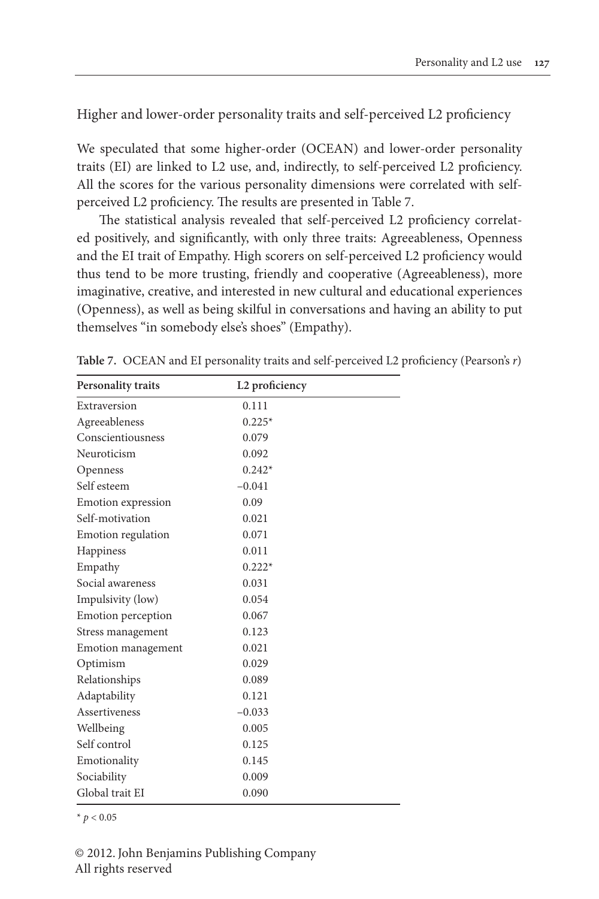## Higher and lower-order personality traits and self-perceived L2 proficiency

We speculated that some higher-order (OCEAN) and lower-order personality traits (EI) are linked to L2 use, and, indirectly, to self-perceived L2 proficiency. All the scores for the various personality dimensions were correlated with self-perceived L2 proficiency. The results are presented in Table 7.

The statistical analysis revealed that self-perceived L2 proficiency correlated positively, and significantly, with only three traits: Agreeableness, Openness and the EI trait of Empathy. High scorers on self-perceived L2 proficiency would thus tend to be more trusting, friendly and cooperative (Agreeableness), more imaginative, creative, and interested in new cultural and educational experiences (Openness), as well as being skilful in conversations and having an ability to put themselves "in somebody else's shoes" (Empathy).

**Table 7.** OCEAN and EI personality traits and self-perceived L2 proficiency (Pearson's *r*)

| Personality traits | L2 proficiency |
|---|---|
| Extraversion | 0.111 |
| Agreeableness | 0.225* |
| Conscientiousness | 0.079 |
| Neuroticism | 0.092 |
| Openness | 0.242* |
| Self esteem | –0.041 |
| Emotion expression | 0.09 |
| Self-motivation | 0.021 |
| Emotion regulation | 0.071 |
| Happiness | 0.011 |
| Empathy | 0.222* |
| Social awareness | 0.031 |
| Impulsivity (low) | 0.054 |
| Emotion perception | 0.067 |
| Stress management | 0.123 |
| Emotion management | 0.021 |
| Optimism | 0.029 |
| Relationships | 0.089 |
| Adaptability | 0.121 |
| Assertiveness | –0.033 |
| Wellbeing | 0.005 |
| Self control | 0.125 |
| Emotionality | 0.145 |
| Sociability | 0.009 |
| Global trait EI | 0.090 |

* $p < 0.05$

© 2012. John Benjamins Publishing Company
All rights reserved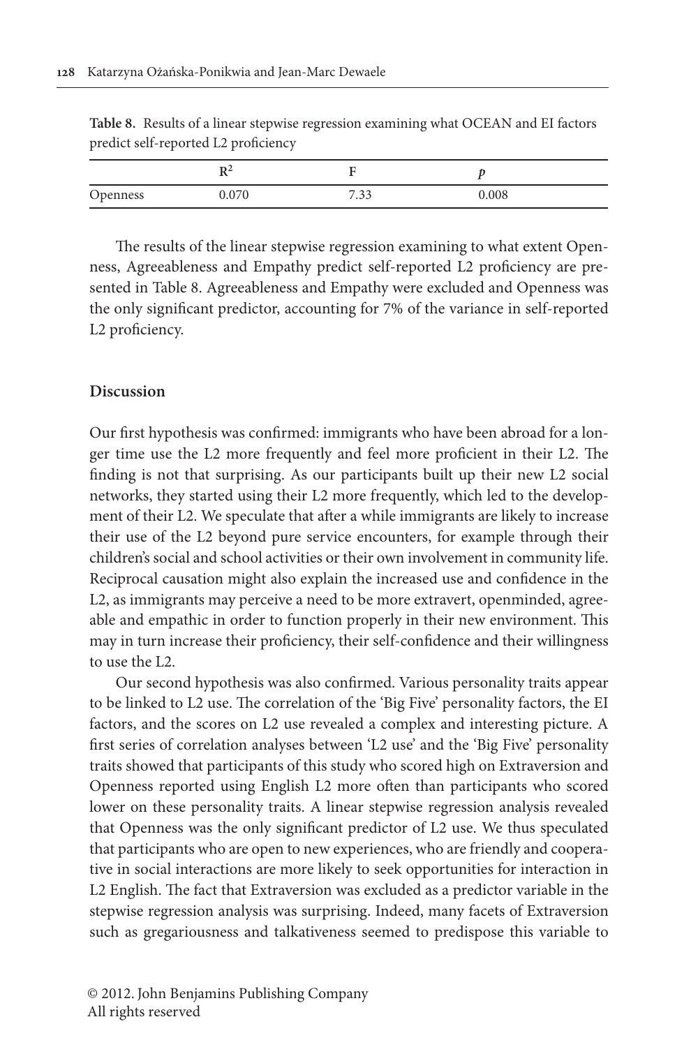**Table 8.** Results of a linear stepwise regression examining what OCEAN and EI factors predict self-reported L2 proficiency

| | $R^2$ | F | $p$ |
|---|---|---|---|
| Openness | 0.070 | 7.33 | 0.008 |

The results of the linear stepwise regression examining to what extent Openness, Agreeableness and Empathy predict self-reported L2 proficiency are presented in Table 8. Agreeableness and Empathy were excluded and Openness was the only significant predictor, accounting for 7% of the variance in self-reported L2 proficiency.

## Discussion

Our first hypothesis was confirmed: immigrants who have been abroad for a longer time use the L2 more frequently and feel more proficient in their L2. The finding is not that surprising. As our participants built up their new L2 social networks, they started using their L2 more frequently, which led to the development of their L2. We speculate that after a while immigrants are likely to increase their use of the L2 beyond pure service encounters, for example through their children's social and school activities or their own involvement in community life. Reciprocal causation might also explain the increased use and confidence in the L2, as immigrants may perceive a need to be more extravert, openminded, agreeable and empathic in order to function properly in their new environment. This may in turn increase their proficiency, their self-confidence and their willingness to use the L2.

Our second hypothesis was also confirmed. Various personality traits appear to be linked to L2 use. The correlation of the 'Big Five' personality factors, the EI factors, and the scores on L2 use revealed a complex and interesting picture. A first series of correlation analyses between 'L2 use' and the 'Big Five' personality traits showed that participants of this study who scored high on Extraversion and Openness reported using English L2 more often than participants who scored lower on these personality traits. A linear stepwise regression analysis revealed that Openness was the only significant predictor of L2 use. We thus speculated that participants who are open to new experiences, who are friendly and cooperative in social interactions are more likely to seek opportunities for interaction in L2 English. The fact that Extraversion was excluded as a predictor variable in the stepwise regression analysis was surprising. Indeed, many facets of Extraversion such as gregariousness and talkativeness seemed to predispose this variable to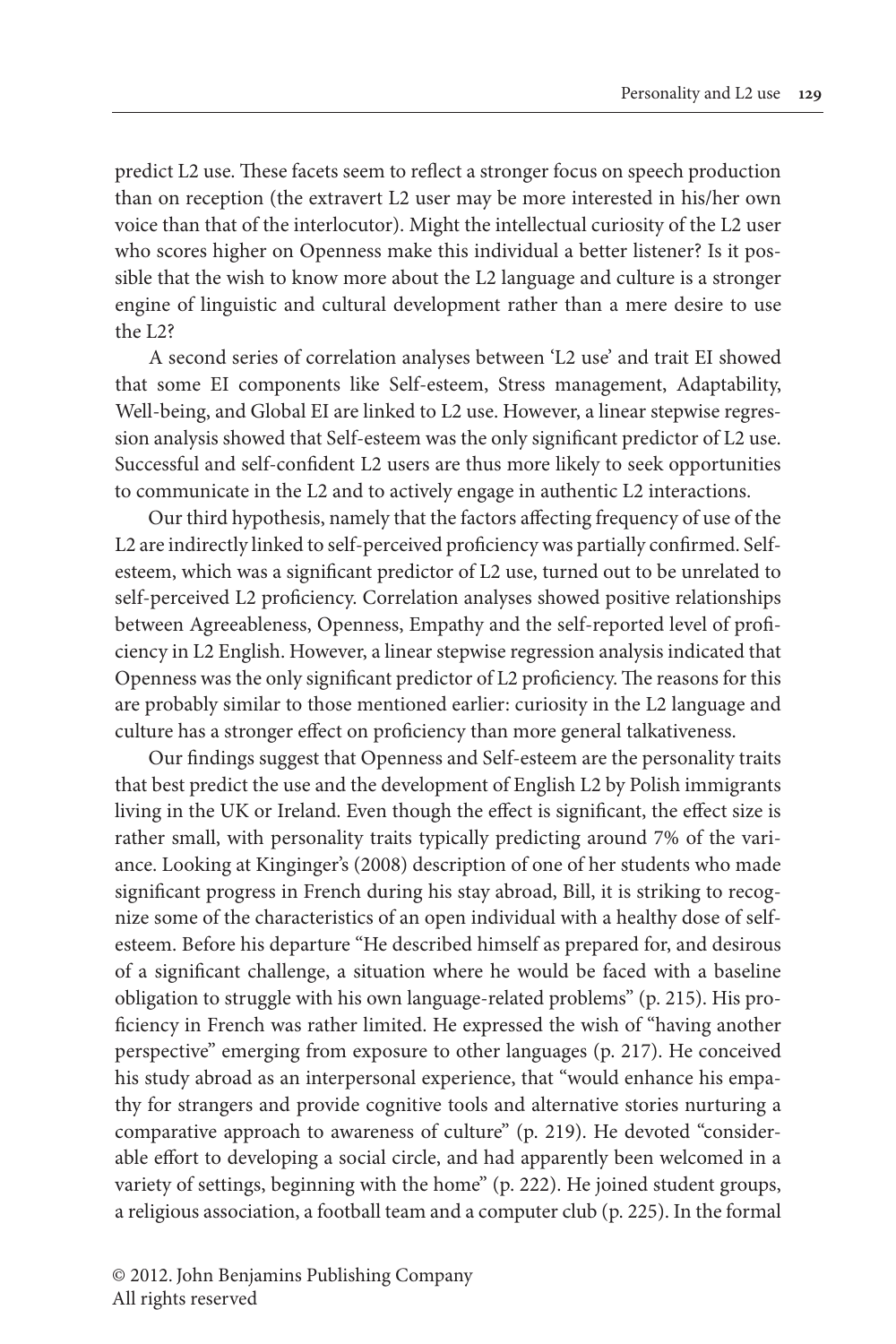predict L2 use. These facets seem to reflect a stronger focus on speech production than on reception (the extravert L2 user may be more interested in his/her own voice than that of the interlocutor). Might the intellectual curiosity of the L2 user who scores higher on Openness make this individual a better listener? Is it possible that the wish to know more about the L2 language and culture is a stronger engine of linguistic and cultural development rather than a mere desire to use the L2?

A second series of correlation analyses between 'L2 use' and trait EI showed that some EI components like Self-esteem, Stress management, Adaptability, Well-being, and Global EI are linked to L2 use. However, a linear stepwise regression analysis showed that Self-esteem was the only significant predictor of L2 use. Successful and self-confident L2 users are thus more likely to seek opportunities to communicate in the L2 and to actively engage in authentic L2 interactions.

Our third hypothesis, namely that the factors affecting frequency of use of the L2 are indirectly linked to self-perceived proficiency was partially confirmed. Self-esteem, which was a significant predictor of L2 use, turned out to be unrelated to self-perceived L2 proficiency. Correlation analyses showed positive relationships between Agreeableness, Openness, Empathy and the self-reported level of proficiency in L2 English. However, a linear stepwise regression analysis indicated that Openness was the only significant predictor of L2 proficiency. The reasons for this are probably similar to those mentioned earlier: curiosity in the L2 language and culture has a stronger effect on proficiency than more general talkativeness.

Our findings suggest that Openness and Self-esteem are the personality traits that best predict the use and the development of English L2 by Polish immigrants living in the UK or Ireland. Even though the effect is significant, the effect size is rather small, with personality traits typically predicting around 7% of the variance. Looking at Kinginger's (2008) description of one of her students who made significant progress in French during his stay abroad, Bill, it is striking to recognize some of the characteristics of an open individual with a healthy dose of self-esteem. Before his departure "He described himself as prepared for, and desirous of a significant challenge, a situation where he would be faced with a baseline obligation to struggle with his own language-related problems" (p. 215). His proficiency in French was rather limited. He expressed the wish of "having another perspective" emerging from exposure to other languages (p. 217). He conceived his study abroad as an interpersonal experience, that "would enhance his empathy for strangers and provide cognitive tools and alternative stories nurturing a comparative approach to awareness of culture" (p. 219). He devoted "considerable effort to developing a social circle, and had apparently been welcomed in a variety of settings, beginning with the home" (p. 222). He joined student groups, a religious association, a football team and a computer club (p. 225). In the formal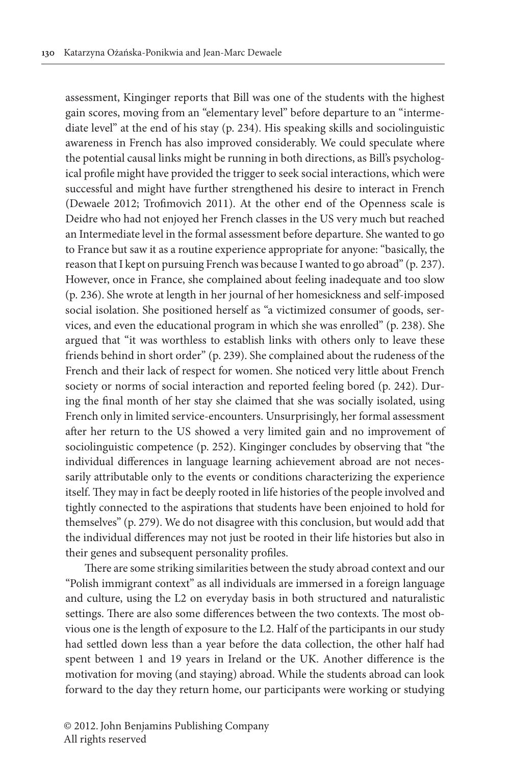assessment, Kinginger reports that Bill was one of the students with the highest gain scores, moving from an "elementary level" before departure to an "intermediate level" at the end of his stay (p. 234). His speaking skills and sociolinguistic awareness in French has also improved considerably. We could speculate where the potential causal links might be running in both directions, as Bill's psychological profile might have provided the trigger to seek social interactions, which were successful and might have further strengthened his desire to interact in French (Dewaele 2012; Trofimovich 2011). At the other end of the Openness scale is Deidre who had not enjoyed her French classes in the US very much but reached an Intermediate level in the formal assessment before departure. She wanted to go to France but saw it as a routine experience appropriate for anyone: "basically, the reason that I kept on pursuing French was because I wanted to go abroad" (p. 237). However, once in France, she complained about feeling inadequate and too slow (p. 236). She wrote at length in her journal of her homesickness and self-imposed social isolation. She positioned herself as "a victimized consumer of goods, services, and even the educational program in which she was enrolled" (p. 238). She argued that "it was worthless to establish links with others only to leave these friends behind in short order" (p. 239). She complained about the rudeness of the French and their lack of respect for women. She noticed very little about French society or norms of social interaction and reported feeling bored (p. 242). During the final month of her stay she claimed that she was socially isolated, using French only in limited service-encounters. Unsurprisingly, her formal assessment after her return to the US showed a very limited gain and no improvement of sociolinguistic competence (p. 252). Kinginger concludes by observing that "the individual differences in language learning achievement abroad are not necessarily attributable only to the events or conditions characterizing the experience itself. They may in fact be deeply rooted in life histories of the people involved and tightly connected to the aspirations that students have been enjoined to hold for themselves" (p. 279). We do not disagree with this conclusion, but would add that the individual differences may not just be rooted in their life histories but also in their genes and subsequent personality profiles.

There are some striking similarities between the study abroad context and our "Polish immigrant context" as all individuals are immersed in a foreign language and culture, using the L2 on everyday basis in both structured and naturalistic settings. There are also some differences between the two contexts. The most obvious one is the length of exposure to the L2. Half of the participants in our study had settled down less than a year before the data collection, the other half had spent between 1 and 19 years in Ireland or the UK. Another difference is the motivation for moving (and staying) abroad. While the students abroad can look forward to the day they return home, our participants were working or studying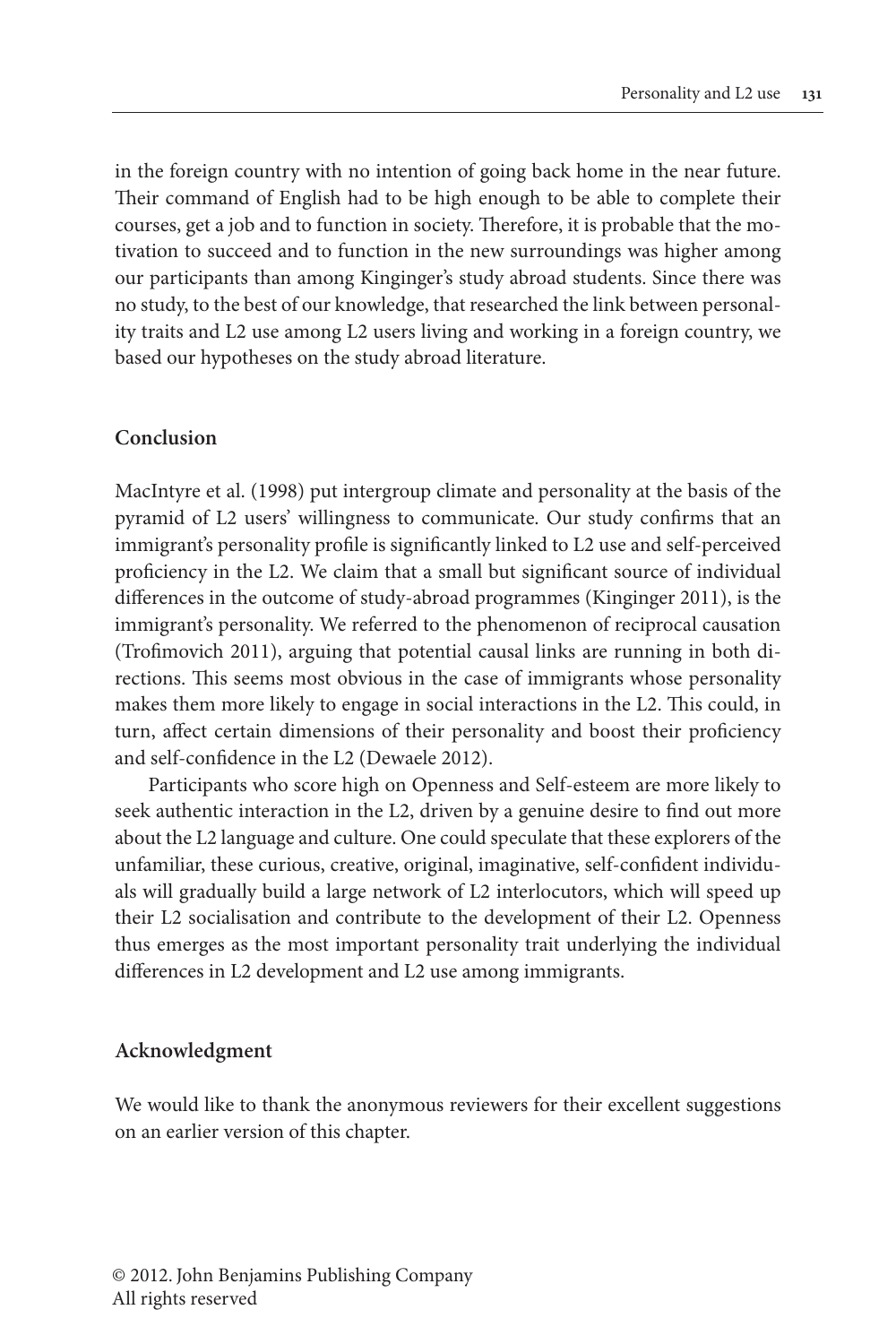in the foreign country with no intention of going back home in the near future. Their command of English had to be high enough to be able to complete their courses, get a job and to function in society. Therefore, it is probable that the motivation to succeed and to function in the new surroundings was higher among our participants than among Kinginger's study abroad students. Since there was no study, to the best of our knowledge, that researched the link between personality traits and L2 use among L2 users living and working in a foreign country, we based our hypotheses on the study abroad literature.

## Conclusion

MacIntyre et al. (1998) put intergroup climate and personality at the basis of the pyramid of L2 users' willingness to communicate. Our study confirms that an immigrant's personality profile is significantly linked to L2 use and self-perceived proficiency in the L2. We claim that a small but significant source of individual differences in the outcome of study-abroad programmes (Kinginger 2011), is the immigrant's personality. We referred to the phenomenon of reciprocal causation (Trofimovich 2011), arguing that potential causal links are running in both directions. This seems most obvious in the case of immigrants whose personality makes them more likely to engage in social interactions in the L2. This could, in turn, affect certain dimensions of their personality and boost their proficiency and self-confidence in the L2 (Dewaele 2012).

Participants who score high on Openness and Self-esteem are more likely to seek authentic interaction in the L2, driven by a genuine desire to find out more about the L2 language and culture. One could speculate that these explorers of the unfamiliar, these curious, creative, original, imaginative, self-confident individuals will gradually build a large network of L2 interlocutors, which will speed up their L2 socialisation and contribute to the development of their L2. Openness thus emerges as the most important personality trait underlying the individual differences in L2 development and L2 use among immigrants.

## Acknowledgment

We would like to thank the anonymous reviewers for their excellent suggestions on an earlier version of this chapter.

© 2012. John Benjamins Publishing Company
All rights reserved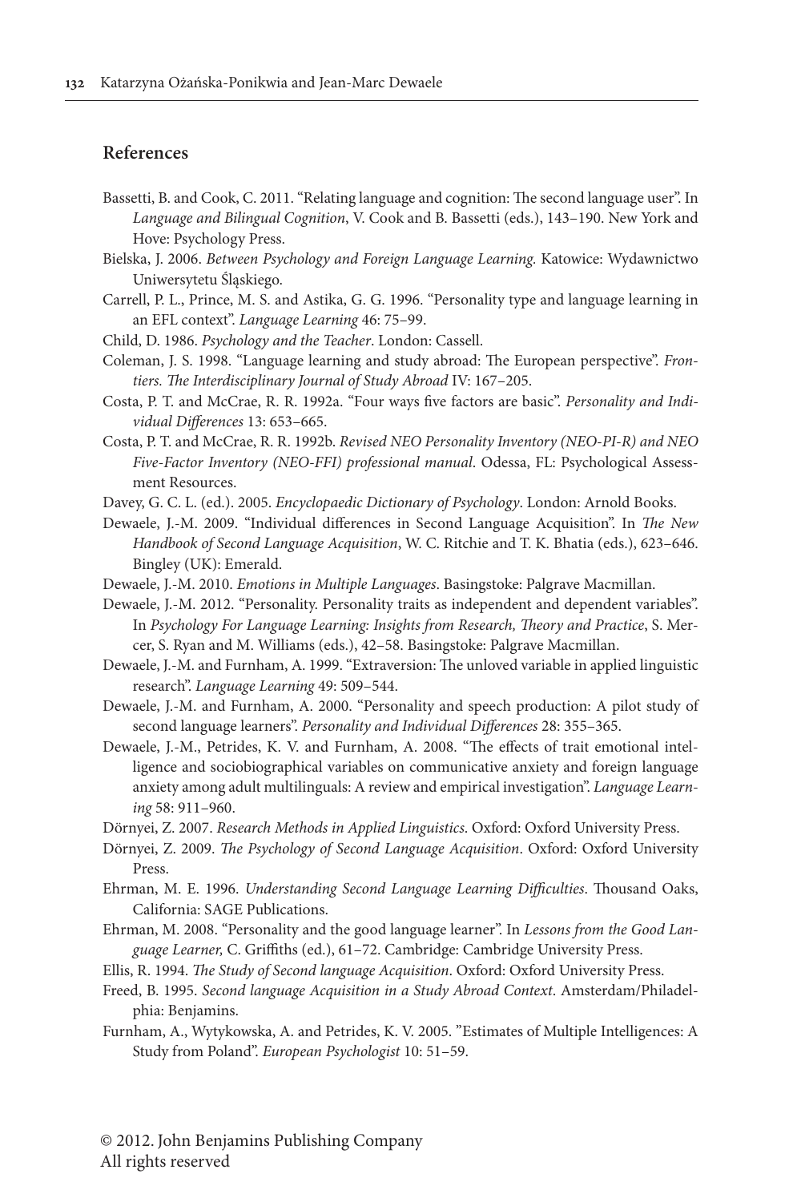## References

Bassetti, B. and Cook, C. 2011. "Relating language and cognition: The second language user". In *Language and Bilingual Cognition*, V. Cook and B. Bassetti (eds.), 143–190. New York and Hove: Psychology Press.

Bielska, J. 2006. *Between Psychology and Foreign Language Learning.* Katowice: Wydawnictwo Uniwersytetu Śląskiego.

Carrell, P. L., Prince, M. S. and Astika, G. G. 1996. "Personality type and language learning in an EFL context". *Language Learning* 46: 75–99.

Child, D. 1986. *Psychology and the Teacher*. London: Cassell.

Coleman, J. S. 1998. "Language learning and study abroad: The European perspective". *Frontiers. The Interdisciplinary Journal of Study Abroad* IV: 167–205.

Costa, P. T. and McCrae, R. R. 1992a. "Four ways five factors are basic". *Personality and Individual Differences* 13: 653–665.

Costa, P. T. and McCrae, R. R. 1992b. *Revised NEO Personality Inventory (NEO-PI-R) and NEO Five-Factor Inventory (NEO-FFI) professional manual*. Odessa, FL: Psychological Assessment Resources.

Davey, G. C. L. (ed.). 2005. *Encyclopaedic Dictionary of Psychology*. London: Arnold Books.

Dewaele, J.-M. 2009. "Individual differences in Second Language Acquisition". In *The New Handbook of Second Language Acquisition*, W. C. Ritchie and T. K. Bhatia (eds.), 623–646. Bingley (UK): Emerald.

Dewaele, J.-M. 2010. *Emotions in Multiple Languages*. Basingstoke: Palgrave Macmillan.

Dewaele, J.-M. 2012. "Personality. Personality traits as independent and dependent variables". In *Psychology For Language Learning: Insights from Research, Theory and Practice*, S. Mercer, S. Ryan and M. Williams (eds.), 42–58. Basingstoke: Palgrave Macmillan.

Dewaele, J.-M. and Furnham, A. 1999. "Extraversion: The unloved variable in applied linguistic research". *Language Learning* 49: 509–544.

Dewaele, J.-M. and Furnham, A. 2000. "Personality and speech production: A pilot study of second language learners". *Personality and Individual Differences* 28: 355–365.

Dewaele, J.-M., Petrides, K. V. and Furnham, A. 2008. "The effects of trait emotional intelligence and sociobiographical variables on communicative anxiety and foreign language anxiety among adult multilinguals: A review and empirical investigation". *Language Learning* 58: 911–960.

Dörnyei, Z. 2007. *Research Methods in Applied Linguistics*. Oxford: Oxford University Press.

Dörnyei, Z. 2009. *The Psychology of Second Language Acquisition*. Oxford: Oxford University Press.

Ehrman, M. E. 1996. *Understanding Second Language Learning Difficulties*. Thousand Oaks, California: SAGE Publications.

Ehrman, M. 2008. "Personality and the good language learner". In *Lessons from the Good Language Learner,* C. Griffiths (ed.), 61–72. Cambridge: Cambridge University Press.

Ellis, R. 1994. *The Study of Second language Acquisition*. Oxford: Oxford University Press.

Freed, B. 1995. *Second language Acquisition in a Study Abroad Context*. Amsterdam/Philadelphia: Benjamins.

Furnham, A., Wytykowska, A. and Petrides, K. V. 2005. "Estimates of Multiple Intelligences: A Study from Poland". *European Psychologist* 10: 51–59.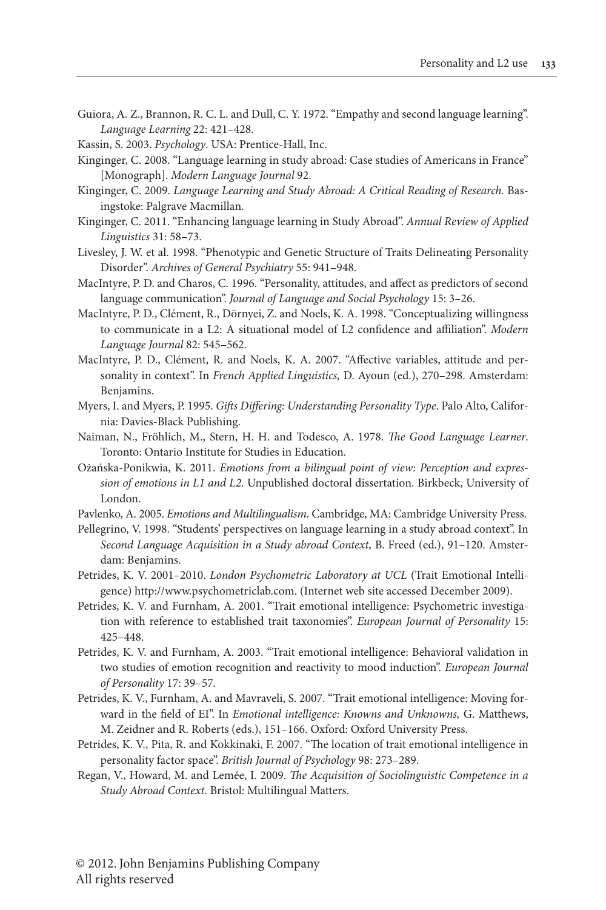Guiora, A. Z., Brannon, R. C. L. and Dull, C. Y. 1972. "Empathy and second language learning". *Language Learning* 22: 421–428.

Kassin, S. 2003. *Psychology*. USA: Prentice-Hall, Inc.

Kinginger, C. 2008. "Language learning in study abroad: Case studies of Americans in France" [Monograph]. *Modern Language Journal* 92.

Kinginger, C. 2009. *Language Learning and Study Abroad: A Critical Reading of Research.* Basingstoke: Palgrave Macmillan.

Kinginger, C. 2011. "Enhancing language learning in Study Abroad". *Annual Review of Applied Linguistics* 31: 58–73.

Livesley, J. W. et al. 1998. "Phenotypic and Genetic Structure of Traits Delineating Personality Disorder". *Archives of General Psychiatry* 55: 941–948.

MacIntyre, P. D. and Charos, C. 1996. "Personality, attitudes, and affect as predictors of second language communication". *Journal of Language and Social Psychology* 15: 3–26.

MacIntyre, P. D., Clément, R., Dörnyei, Z. and Noels, K. A. 1998. "Conceptualizing willingness to communicate in a L2: A situational model of L2 confidence and affiliation". *Modern Language Journal* 82: 545–562.

MacIntyre, P. D., Clément, R. and Noels, K. A. 2007. "Affective variables, attitude and personality in context". In *French Applied Linguistics,* D. Ayoun (ed.), 270–298. Amsterdam: Benjamins.

Myers, I. and Myers, P. 1995. *Gifts Differing: Understanding Personality Type*. Palo Alto, California: Davies-Black Publishing.

Naiman, N., Fröhlich, M., Stern, H. H. and Todesco, A. 1978. *The Good Language Learner*. Toronto: Ontario Institute for Studies in Education.

Ożańska-Ponikwia, K. 2011. *Emotions from a bilingual point of view: Perception and expression of emotions in L1 and L2*. Unpublished doctoral dissertation. Birkbeck, University of London.

Pavlenko, A. 2005. *Emotions and Multilingualism*. Cambridge, MA: Cambridge University Press.

Pellegrino, V. 1998. "Students' perspectives on language learning in a study abroad context". In *Second Language Acquisition in a Study abroad Context*, B. Freed (ed.), 91–120. Amsterdam: Benjamins.

Petrides, K. V. 2001–2010. *London Psychometric Laboratory at UCL* (Trait Emotional Intelligence) http://www.psychometriclab.com. (Internet web site accessed December 2009).

Petrides, K. V. and Furnham, A. 2001. "Trait emotional intelligence: Psychometric investigation with reference to established trait taxonomies". *European Journal of Personality* 15: 425–448.

Petrides, K. V. and Furnham, A. 2003. "Trait emotional intelligence: Behavioral validation in two studies of emotion recognition and reactivity to mood induction". *European Journal of Personality* 17: 39–57.

Petrides, K. V., Furnham, A. and Mavraveli, S. 2007. "Trait emotional intelligence: Moving forward in the field of EI". In *Emotional intelligence: Knowns and Unknowns,* G. Matthews, M. Zeidner and R. Roberts (eds.), 151–166. Oxford: Oxford University Press.

Petrides, K. V., Pita, R. and Kokkinaki, F. 2007. "The location of trait emotional intelligence in personality factor space". *British Journal of Psychology* 98: 273–289.

Regan, V., Howard, M. and Lemée, I. 2009. *The Acquisition of Sociolinguistic Competence in a Study Abroad Context*. Bristol: Multilingual Matters.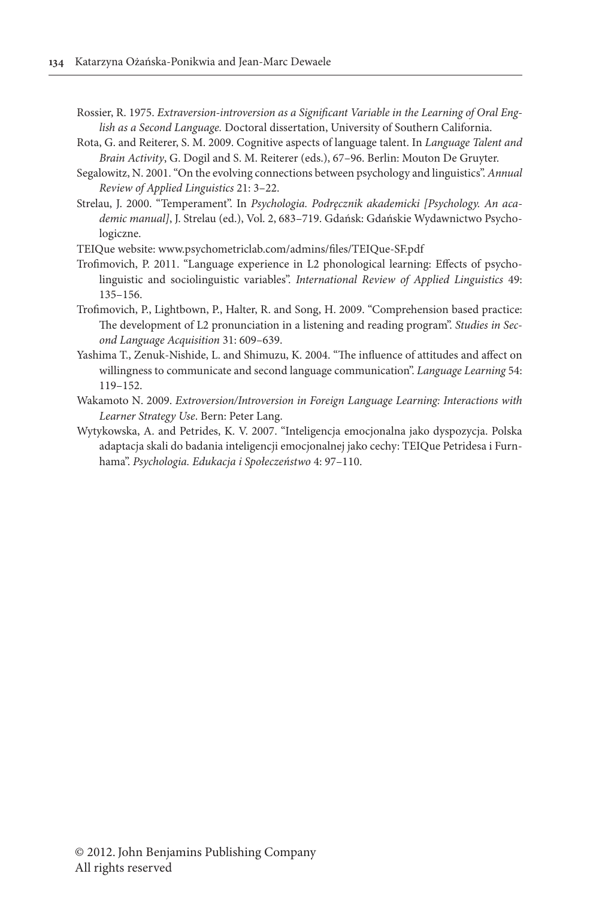Rossier, R. 1975. *Extraversion-introversion as a Significant Variable in the Learning of Oral English as a Second Language.* Doctoral dissertation, University of Southern California.

Rota, G. and Reiterer, S. M. 2009. Cognitive aspects of language talent. In *Language Talent and Brain Activity*, G. Dogil and S. M. Reiterer (eds.), 67–96. Berlin: Mouton De Gruyter.

Segalowitz, N. 2001. "On the evolving connections between psychology and linguistics". *Annual Review of Applied Linguistics* 21: 3–22.

Strelau, J. 2000. "Temperament". In *Psychologia. Podręcznik akademicki [Psychology. An academic manual]*, J. Strelau (ed.), Vol. 2, 683–719. Gdańsk: Gdańskie Wydawnictwo Psychologiczne.

TEIQue website: www.psychometriclab.com/admins/files/TEIQue-SF.pdf

Trofimovich, P. 2011. "Language experience in L2 phonological learning: Effects of psycholinguistic and sociolinguistic variables". *International Review of Applied Linguistics* 49: 135–156.

Trofimovich, P., Lightbown, P., Halter, R. and Song, H. 2009. "Comprehension based practice: The development of L2 pronunciation in a listening and reading program". *Studies in Second Language Acquisition* 31: 609–639.

Yashima T., Zenuk-Nishide, L. and Shimuzu, K. 2004. "The influence of attitudes and affect on willingness to communicate and second language communication". *Language Learning* 54: 119–152.

Wakamoto N. 2009. *Extroversion/Introversion in Foreign Language Learning: Interactions with Learner Strategy Use*. Bern: Peter Lang.

Wytykowska, A. and Petrides, K. V. 2007. "Inteligencja emocjonalna jako dyspozycja. Polska adaptacja skali do badania inteligencji emocjonalnej jako cechy: TEIQue Petridesa i Furnhama". *Psychologia. Edukacja i Społeczeństwo* 4: 97–110.

© 2012. John Benjamins Publishing Company
All rights reserved